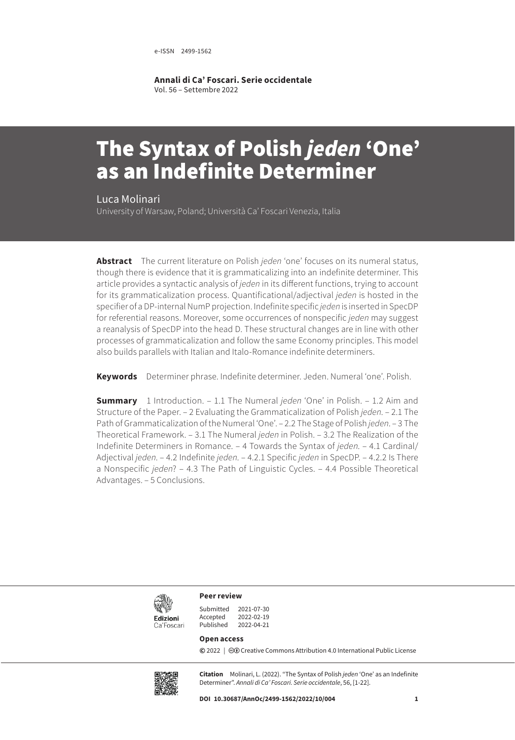e-ISSN 2499-1562

**Annali di Ca' Foscari. Serie occidentale**
Vol. 56 – Settembre 2022

# The Syntax of Polish *jeden* 'One' as an Indefinite Determiner

Luca Molinari
University of Warsaw, Poland; Università Ca' Foscari Venezia, Italia

**Abstract** The current literature on Polish *jeden* 'one' focuses on its numeral status, though there is evidence that it is grammaticalizing into an indefinite determiner. This article provides a syntactic analysis of *jeden* in its different functions, trying to account for its grammaticalization process. Quantificational/adjectival *jeden* is hosted in the specifier of a DP-internal NumP projection. Indefinite specific *jeden* is inserted in SpecDP for referential reasons. Moreover, some occurrences of nonspecific *jeden* may suggest a reanalysis of SpecDP into the head D. These structural changes are in line with other processes of grammaticalization and follow the same Economy principles. This model also builds parallels with Italian and Italo-Romance indefinite determiners.

**Keywords** Determiner phrase. Indefinite determiner. Jeden. Numeral 'one'. Polish.

**Summary** 1 Introduction. – 1.1 The Numeral *jeden* 'One' in Polish. – 1.2 Aim and Structure of the Paper. – 2 Evaluating the Grammaticalization of Polish *jeden*. – 2.1 The Path of Grammaticalization of the Numeral 'One'. – 2.2 The Stage of Polish *jeden*. – 3 The Theoretical Framework. – 3.1 The Numeral *jeden* in Polish. – 3.2 The Realization of the Indefinite Determiners in Romance. – 4 Towards the Syntax of *jeden*. – 4.1 Cardinal/Adjectival *jeden*. – 4.2 Indefinite *jeden*. – 4.2.1 Specific *jeden* in SpecDP. – 4.2.2 Is There a Nonspecific *jeden*? – 4.3 The Path of Linguistic Cycles. – 4.4 Possible Theoretical Advantages. – 5 Conclusions.

Edizioni Ca'Foscari

**Peer review**

Submitted 2021-07-30
Accepted 2022-02-19
Published 2022-04-21

**Open access**

© 2022 | Creative Commons Attribution 4.0 International Public License

**Citation** Molinari, L. (2022). "The Syntax of Polish *jeden* 'One' as an Indefinite Determiner". *Annali di Ca' Foscari. Serie occidentale*, 56, [1-22].

**DOI 10.30687/AnnOc/2499-1562/2022/10/004**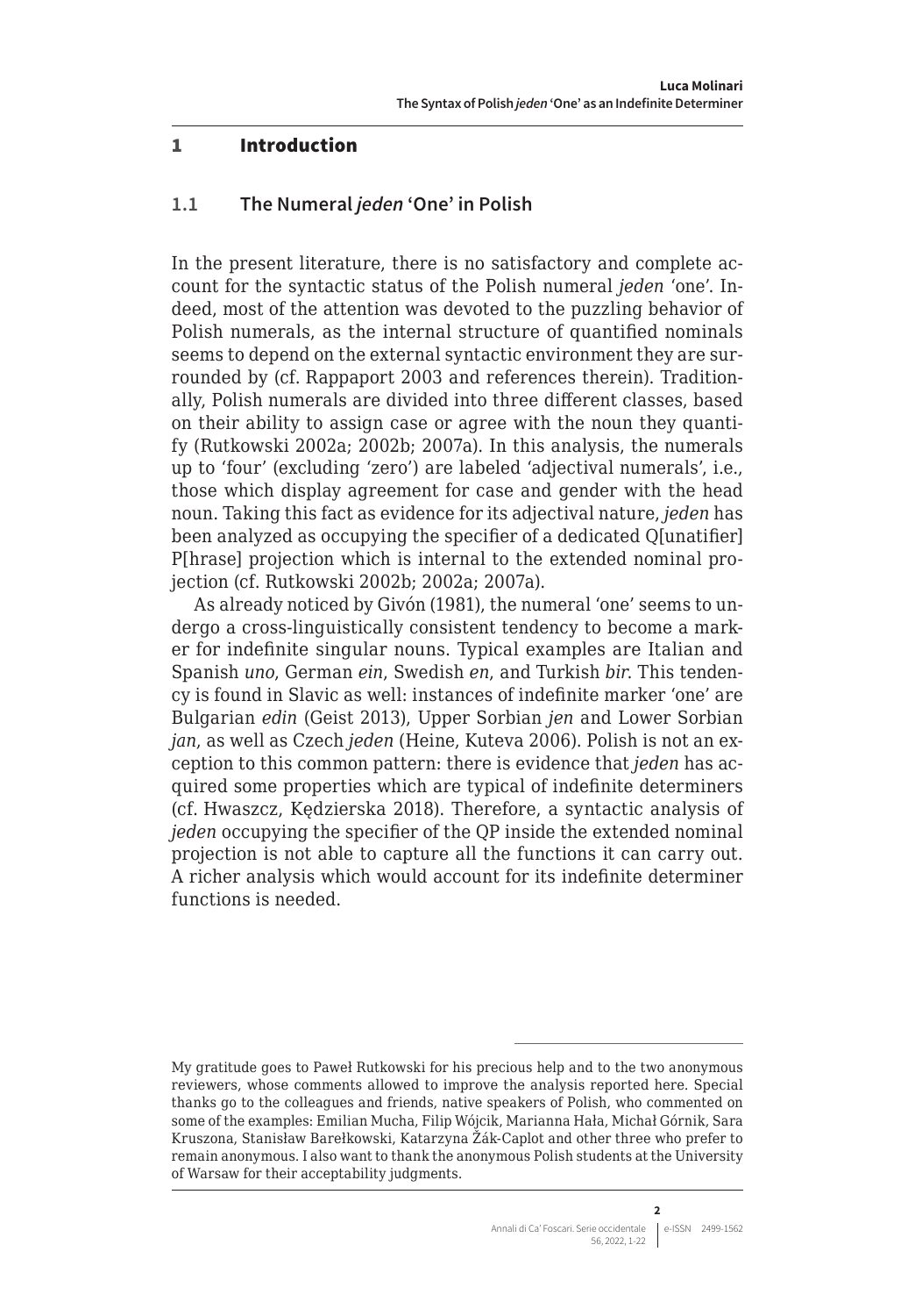# 1 Introduction

## 1.1 The Numeral *jeden* 'One' in Polish

In the present literature, there is no satisfactory and complete account for the syntactic status of the Polish numeral *jeden* 'one'. Indeed, most of the attention was devoted to the puzzling behavior of Polish numerals, as the internal structure of quantified nominals seems to depend on the external syntactic environment they are surrounded by (cf. Rappaport 2003 and references therein). Traditionally, Polish numerals are divided into three different classes, based on their ability to assign case or agree with the noun they quantify (Rutkowski 2002a; 2002b; 2007a). In this analysis, the numerals up to 'four' (excluding 'zero') are labeled 'adjectival numerals', i.e., those which display agreement for case and gender with the head noun. Taking this fact as evidence for its adjectival nature, *jeden* has been analyzed as occupying the specifier of a dedicated Q[unatifier] P[hrase] projection which is internal to the extended nominal projection (cf. Rutkowski 2002b; 2002a; 2007a).

As already noticed by Givón (1981), the numeral 'one' seems to undergo a cross-linguistically consistent tendency to become a marker for indefinite singular nouns. Typical examples are Italian and Spanish *uno*, German *ein*, Swedish *en*, and Turkish *bir*. This tendency is found in Slavic as well: instances of indefinite marker 'one' are Bulgarian *edin* (Geist 2013), Upper Sorbian *jen* and Lower Sorbian *jan*, as well as Czech *jeden* (Heine, Kuteva 2006). Polish is not an exception to this common pattern: there is evidence that *jeden* has acquired some properties which are typical of indefinite determiners (cf. Hwaszcz, Kędzierska 2018). Therefore, a syntactic analysis of *jeden* occupying the specifier of the QP inside the extended nominal projection is not able to capture all the functions it can carry out. A richer analysis which would account for its indefinite determiner functions is needed.

---

My gratitude goes to Paweł Rutkowski for his precious help and to the two anonymous reviewers, whose comments allowed to improve the analysis reported here. Special thanks go to the colleagues and friends, native speakers of Polish, who commented on some of the examples: Emilian Mucha, Filip Wójcik, Marianna Hała, Michał Górnik, Sara Kruszona, Stanisław Barełkowski, Katarzyna Žák-Caplot and other three who prefer to remain anonymous. I also want to thank the anonymous Polish students at the University of Warsaw for their acceptability judgments.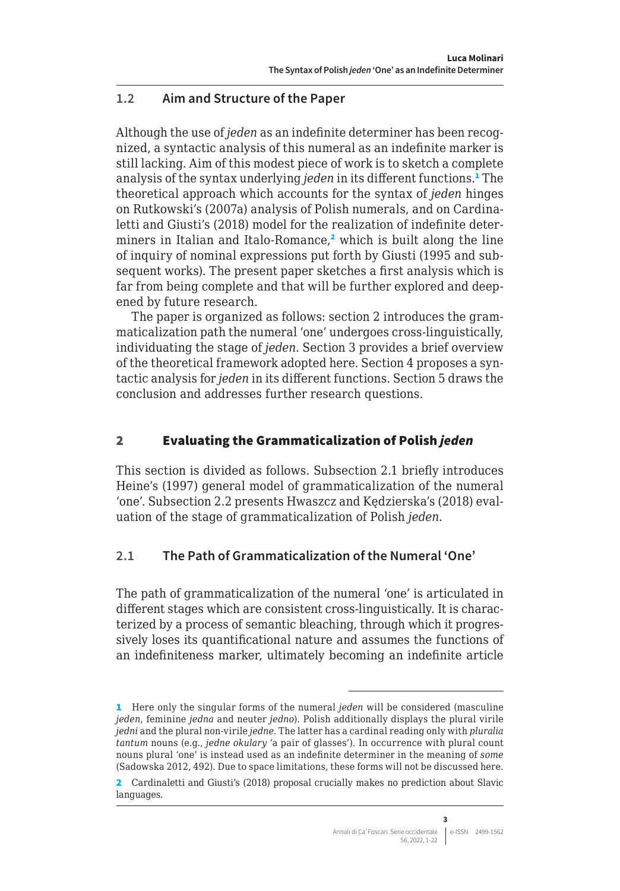### 1.2 Aim and Structure of the Paper

Although the use of *jeden* as an indefinite determiner has been recognized, a syntactic analysis of this numeral as an indefinite marker is still lacking. Aim of this modest piece of work is to sketch a complete analysis of the syntax underlying *jeden* in its different functions.[1] The theoretical approach which accounts for the syntax of *jeden* hinges on Rutkowski's (2007a) analysis of Polish numerals, and on Cardinaletti and Giusti's (2018) model for the realization of indefinite determiners in Italian and Italo-Romance,[2] which is built along the line of inquiry of nominal expressions put forth by Giusti (1995 and subsequent works). The present paper sketches a first analysis which is far from being complete and that will be further explored and deepened by future research.

The paper is organized as follows: section 2 introduces the grammaticalization path the numeral 'one' undergoes cross-linguistically, individuating the stage of *jeden*. Section 3 provides a brief overview of the theoretical framework adopted here. Section 4 proposes a syntactic analysis for *jeden* in its different functions. Section 5 draws the conclusion and addresses further research questions.

## 2 Evaluating the Grammaticalization of Polish *jeden*

This section is divided as follows. Subsection 2.1 briefly introduces Heine's (1997) general model of grammaticalization of the numeral 'one'. Subsection 2.2 presents Hwaszcz and Kędzierska's (2018) evaluation of the stage of grammaticalization of Polish *jeden*.

### 2.1 The Path of Grammaticalization of the Numeral 'One'

The path of grammaticalization of the numeral 'one' is articulated in different stages which are consistent cross-linguistically. It is characterized by a process of semantic bleaching, through which it progressively loses its quantificational nature and assumes the functions of an indefiniteness marker, ultimately becoming an indefinite article

---

[1] Here only the singular forms of the numeral *jeden* will be considered (masculine *jeden*, feminine *jedna* and neuter *jedno*). Polish additionally displays the plural virile *jedni* and the plural non-virile *jedne*. The latter has a cardinal reading only with *pluralia tantum* nouns (e.g., *jedne okulary* 'a pair of glasses'). In occurrence with plural count nouns plural 'one' is instead used as an indefinite determiner in the meaning of *some* (Sadowska 2012, 492). Due to space limitations, these forms will not be discussed here.

[2] Cardinaletti and Giusti's (2018) proposal crucially makes no prediction about Slavic languages.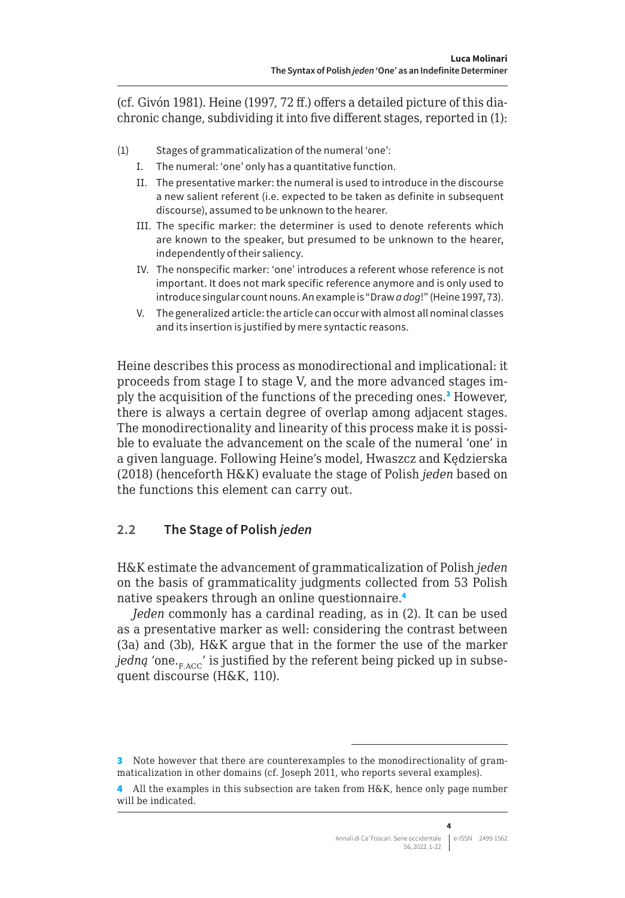(cf. Givón 1981). Heine (1997, 72 ff.) offers a detailed picture of this diachronic change, subdividing it into five different stages, reported in (1):

(1) Stages of grammaticalization of the numeral 'one':

I. The numeral: 'one' only has a quantitative function.

II. The presentative marker: the numeral is used to introduce in the discourse a new salient referent (i.e. expected to be taken as definite in subsequent discourse), assumed to be unknown to the hearer.

III. The specific marker: the determiner is used to denote referents which are known to the speaker, but presumed to be unknown to the hearer, independently of their saliency.

IV. The nonspecific marker: 'one' introduces a referent whose reference is not important. It does not mark specific reference anymore and is only used to introduce singular count nouns. An example is "Draw *a dog*!" (Heine 1997, 73).

V. The generalized article: the article can occur with almost all nominal classes and its insertion is justified by mere syntactic reasons.

Heine describes this process as monodirectional and implicational: it proceeds from stage I to stage V, and the more advanced stages imply the acquisition of the functions of the preceding ones.[3] However, there is always a certain degree of overlap among adjacent stages. The monodirectionality and linearity of this process make it is possible to evaluate the advancement on the scale of the numeral 'one' in a given language. Following Heine's model, Hwaszcz and Kędzierska (2018) (henceforth H&K) evaluate the stage of Polish *jeden* based on the functions this element can carry out.

## 2.2 The Stage of Polish *jeden*

H&K estimate the advancement of grammaticalization of Polish *jeden* on the basis of grammaticality judgments collected from 53 Polish native speakers through an online questionnaire.[4]

*Jeden* commonly has a cardinal reading, as in (2). It can be used as a presentative marker as well: considering the contrast between (3a) and (3b), H&K argue that in the former the use of the marker *jedną* 'one.$_{\text{F.ACC}}$' is justified by the referent being picked up in subsequent discourse (H&K, 110).

---

[3] Note however that there are counterexamples to the monodirectionality of grammaticalization in other domains (cf. Joseph 2011, who reports several examples).

[4] All the examples in this subsection are taken from H&K, hence only page number will be indicated.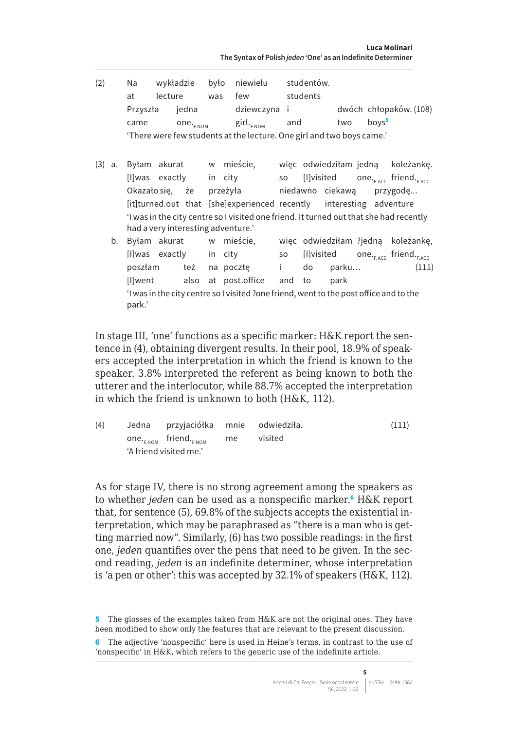(2) Na wykładzie było niewielu studentów.
at lecture was few students
Przyszła jedna dziewczyna i dwóch chłopaków. (108)
came one.$_{F.NOM}$ girl.$_{F.NOM}$ and two boys[5]
'There were few students at the lecture. One girl and two boys came.'

(3) a. Byłam akurat w mieście, więc odwiedziłam jedną koleżankę.
[I]was exactly in city so [I]visited one.$_{F.ACC}$ friend.$_{F.ACC}$
Okazało się, że przeżyła niedawno ciekawą przygodę...
[it]turned.out that [she]experienced recently interesting adventure
'I was in the city centre so I visited one friend. It turned out that she had recently had a very interesting adventure.'

b. Byłam akurat w mieście, więc odwiedziłam ?jedną koleżankę,
[I]was exactly in city so [I]visited one.$_{F.ACC}$ friend.$_{F.ACC}$
poszłam też na pocztę i do parku... (111)
[I]went also at post.office and to park
'I was in the city centre so I visited ?one friend, went to the post office and to the park.'

In stage III, 'one' functions as a specific marker: H&K report the sentence in (4), obtaining divergent results. In their pool, 18.9% of speakers accepted the interpretation in which the friend is known to the speaker. 3.8% interpreted the referent as being known to both the utterer and the interlocutor, while 88.7% accepted the interpretation in which the friend is unknown to both (H&K, 112).

(4) Jedna przyjaciółka mnie odwiedziła. (111)
one.$_{F.NOM}$ friend.$_{F.NOM}$ me visited
'A friend visited me.'

As for stage IV, there is no strong agreement among the speakers as to whether *jeden* can be used as a nonspecific marker.[6] H&K report that, for sentence (5), 69.8% of the subjects accepts the existential interpretation, which may be paraphrased as "there is a man who is getting married now". Similarly, (6) has two possible readings: in the first one, *jeden* quantifies over the pens that need to be given. In the second reading, *jeden* is an indefinite determiner, whose interpretation is 'a pen or other': this was accepted by 32.1% of speakers (H&K, 112).

---

[5] The glosses of the examples taken from H&K are not the original ones. They have been modified to show only the features that are relevant to the present discussion.

[6] The adjective 'nonspecific' here is used in Heine's terms, in contrast to the use of 'nonspecific' in H&K, which refers to the generic use of the indefinite article.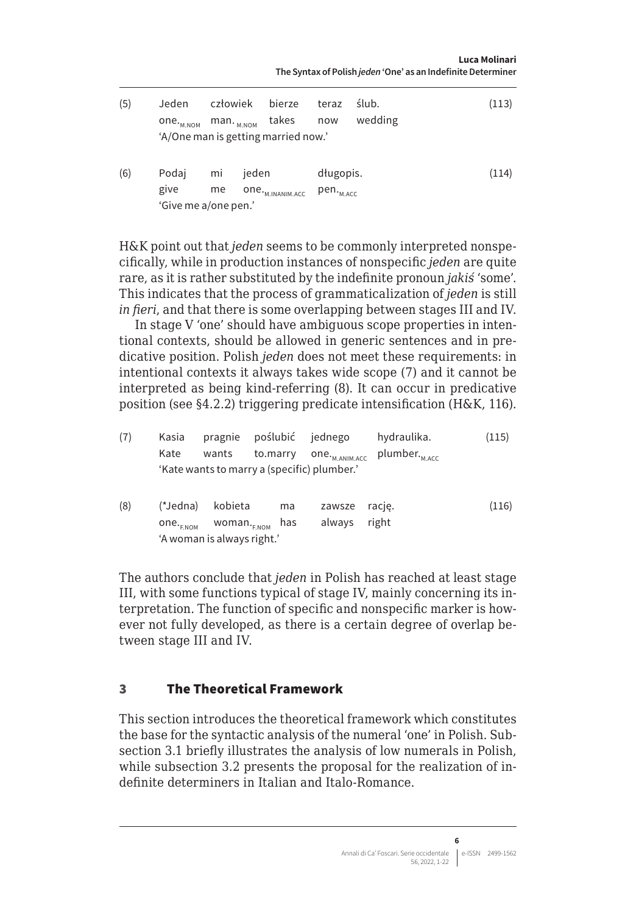(5) Jeden człowiek bierze teraz ślub. (113)
one.$_{M.NOM}$ man.$_{M.NOM}$ takes now wedding
'A/One man is getting married now.'

(6) Podaj mi jeden długopis. (114)
give me one.$_{M.INANIM.ACC}$ pen.$_{M.ACC}$
'Give me a/one pen.'

H&K point out that *jeden* seems to be commonly interpreted nonspecifically, while in production instances of nonspecific *jeden* are quite rare, as it is rather substituted by the indefinite pronoun *jakiś* 'some'. This indicates that the process of grammaticalization of *jeden* is still *in fieri*, and that there is some overlapping between stages III and IV.

In stage V 'one' should have ambiguous scope properties in intentional contexts, should be allowed in generic sentences and in predicative position. Polish *jeden* does not meet these requirements: in intentional contexts it always takes wide scope (7) and it cannot be interpreted as being kind-referring (8). It can occur in predicative position (see §4.2.2) triggering predicate intensification (H&K, 116).

(7) Kasia pragnie poślubić jednego hydraulika. (115)
Kate wants to.marry one.$_{M.ANIM.ACC}$ plumber.$_{M.ACC}$
'Kate wants to marry a (specific) plumber.'

(8) (*Jedna) kobieta ma zawsze rację. (116)
one.$_{F.NOM}$ woman.$_{F.NOM}$ has always right
'A woman is always right.'

The authors conclude that *jeden* in Polish has reached at least stage III, with some functions typical of stage IV, mainly concerning its interpretation. The function of specific and nonspecific marker is however not fully developed, as there is a certain degree of overlap between stage III and IV.

## 3 The Theoretical Framework

This section introduces the theoretical framework which constitutes the base for the syntactic analysis of the numeral 'one' in Polish. Subsection 3.1 briefly illustrates the analysis of low numerals in Polish, while subsection 3.2 presents the proposal for the realization of indefinite determiners in Italian and Italo-Romance.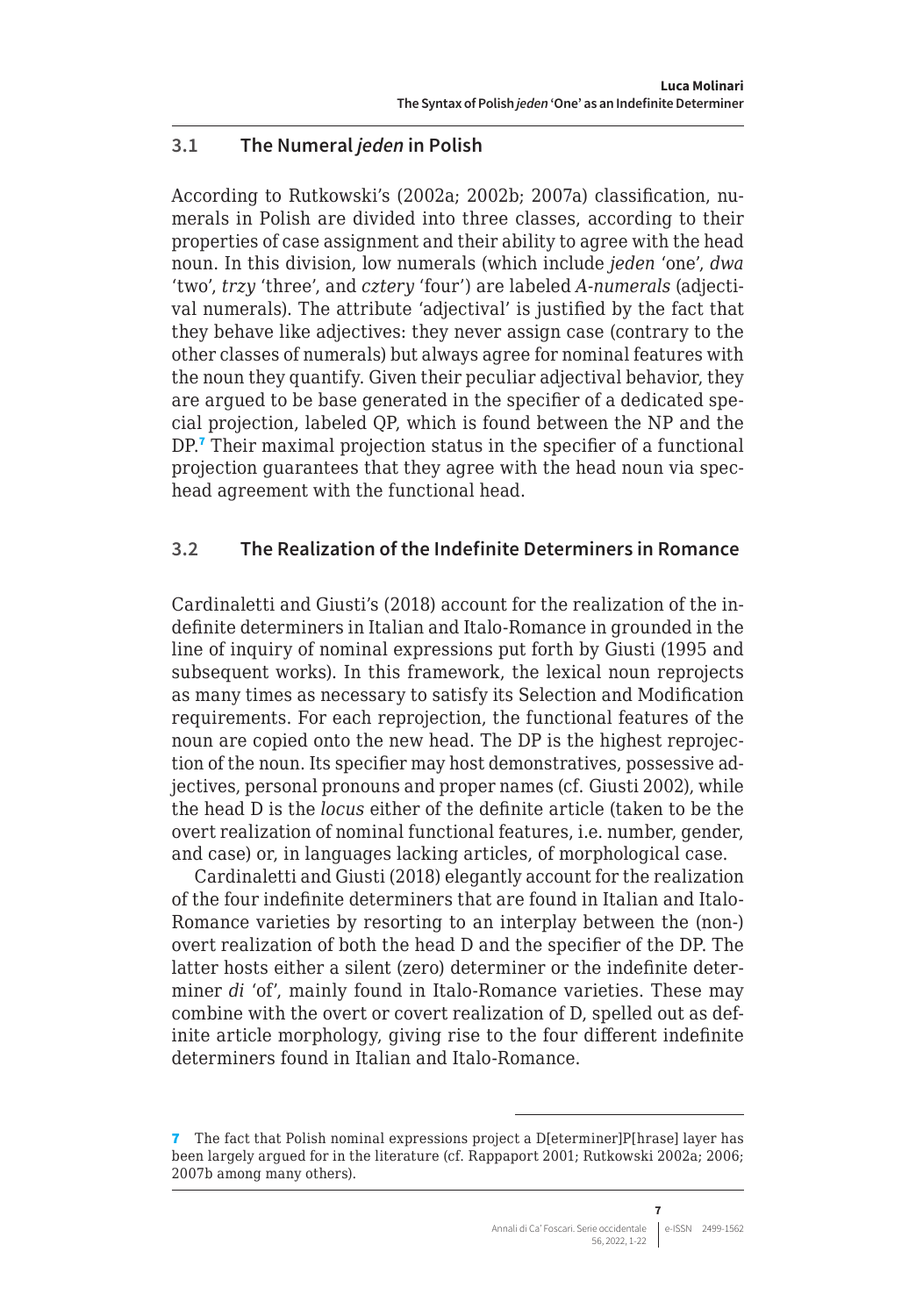## 3.1 The Numeral *jeden* in Polish

According to Rutkowski's (2002a; 2002b; 2007a) classification, numerals in Polish are divided into three classes, according to their properties of case assignment and their ability to agree with the head noun. In this division, low numerals (which include *jeden* 'one', *dwa* 'two', *trzy* 'three', and *cztery* 'four') are labeled *A-numerals* (adjectival numerals). The attribute 'adjectival' is justified by the fact that they behave like adjectives: they never assign case (contrary to the other classes of numerals) but always agree for nominal features with the noun they quantify. Given their peculiar adjectival behavior, they are argued to be base generated in the specifier of a dedicated special projection, labeled QP, which is found between the NP and the DP.[7] Their maximal projection status in the specifier of a functional projection guarantees that they agree with the head noun via spec-head agreement with the functional head.

## 3.2 The Realization of the Indefinite Determiners in Romance

Cardinaletti and Giusti's (2018) account for the realization of the indefinite determiners in Italian and Italo-Romance in grounded in the line of inquiry of nominal expressions put forth by Giusti (1995 and subsequent works). In this framework, the lexical noun reprojects as many times as necessary to satisfy its Selection and Modification requirements. For each reprojection, the functional features of the noun are copied onto the new head. The DP is the highest reprojection of the noun. Its specifier may host demonstratives, possessive adjectives, personal pronouns and proper names (cf. Giusti 2002), while the head D is the *locus* either of the definite article (taken to be the overt realization of nominal functional features, i.e. number, gender, and case) or, in languages lacking articles, of morphological case.

Cardinaletti and Giusti (2018) elegantly account for the realization of the four indefinite determiners that are found in Italian and Italo-Romance varieties by resorting to an interplay between the (non-) overt realization of both the head D and the specifier of the DP. The latter hosts either a silent (zero) determiner or the indefinite determiner *di* 'of', mainly found in Italo-Romance varieties. These may combine with the overt or covert realization of D, spelled out as definite article morphology, giving rise to the four different indefinite determiners found in Italian and Italo-Romance.

---

[7] The fact that Polish nominal expressions project a D[eterminer]P[hrase] layer has been largely argued for in the literature (cf. Rappaport 2001; Rutkowski 2002a; 2006; 2007b among many others).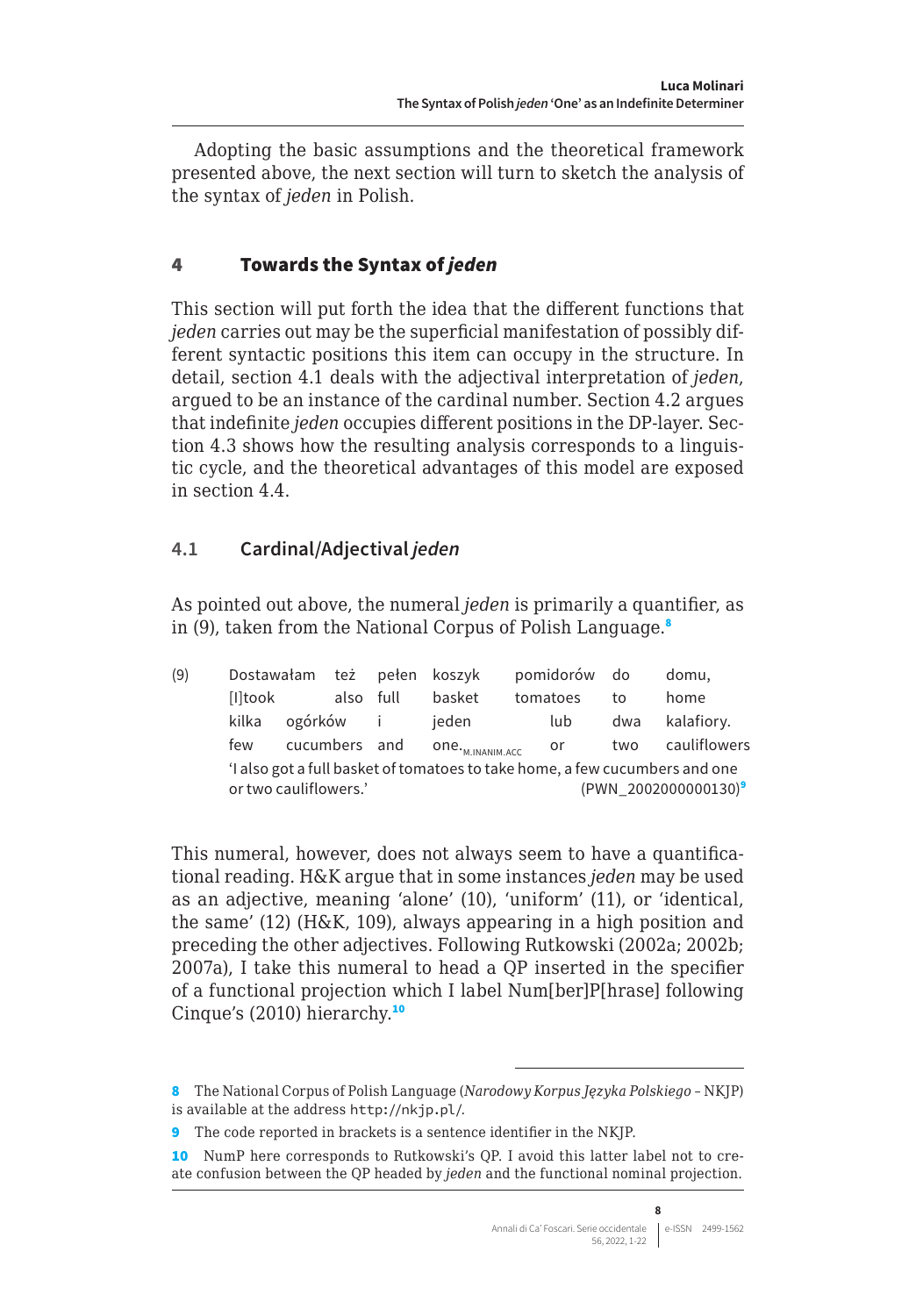Adopting the basic assumptions and the theoretical framework presented above, the next section will turn to sketch the analysis of the syntax of *jeden* in Polish.

## 4 Towards the Syntax of *jeden*

This section will put forth the idea that the different functions that *jeden* carries out may be the superficial manifestation of possibly different syntactic positions this item can occupy in the structure. In detail, section 4.1 deals with the adjectival interpretation of *jeden*, argued to be an instance of the cardinal number. Section 4.2 argues that indefinite *jeden* occupies different positions in the DP-layer. Section 4.3 shows how the resulting analysis corresponds to a linguistic cycle, and the theoretical advantages of this model are exposed in section 4.4.

### 4.1 Cardinal/Adjectival *jeden*

As pointed out above, the numeral *jeden* is primarily a quantifier, as in (9), taken from the National Corpus of Polish Language.[8]

(9) Dostawałam też pełen koszyk pomidorów do domu,
[I]took also full basket tomatoes to home
kilka ogórków i jeden lub dwa kalafiory.
few cucumbers and one.$_{M.INANIM.ACC}$ or two cauliflowers
'I also got a full basket of tomatoes to take home, a few cucumbers and one or two cauliflowers.' (PWN_2002000000130)[9]

This numeral, however, does not always seem to have a quantificational reading. H&K argue that in some instances *jeden* may be used as an adjective, meaning 'alone' (10), 'uniform' (11), or 'identical, the same' (12) (H&K, 109), always appearing in a high position and preceding the other adjectives. Following Rutkowski (2002a; 2002b; 2007a), I take this numeral to head a QP inserted in the specifier of a functional projection which I label Num[ber]P[hrase] following Cinque's (2010) hierarchy.[10]

---

8 The National Corpus of Polish Language (*Narodowy Korpus Języka Polskiego* – NKJP) is available at the address http://nkjp.pl/.

9 The code reported in brackets is a sentence identifier in the NKJP.

10 NumP here corresponds to Rutkowski's QP. I avoid this latter label not to create confusion between the QP headed by *jeden* and the functional nominal projection.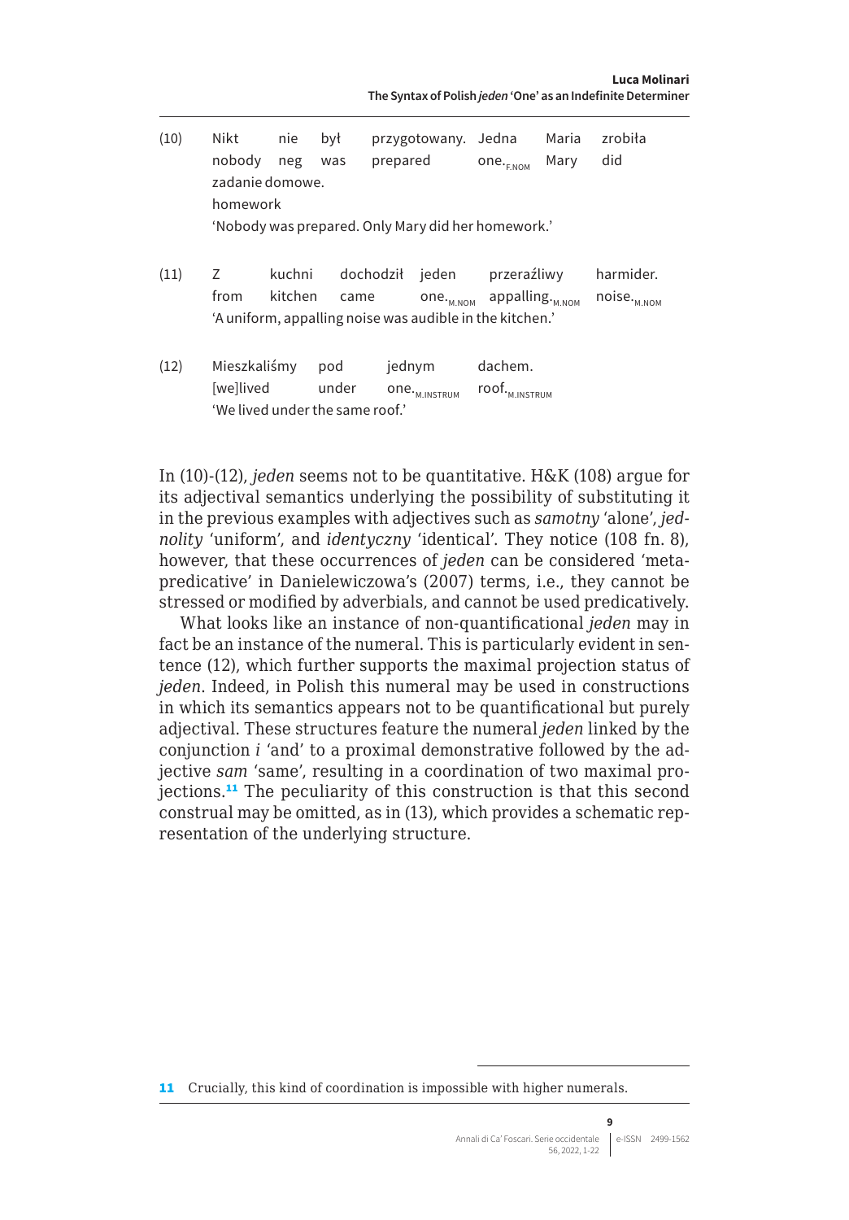(10) Nikt nie był przygotowany. Jedna Maria zrobiła zadanie domowe.
nobody neg was prepared one.$_{F.NOM}$ Mary did homework
'Nobody was prepared. Only Mary did her homework.'

(11) Z kuchni dochodził jeden przeraźliwy harmider.
from kitchen came one.$_{M.NOM}$ appalling.$_{M.NOM}$ noise.$_{M.NOM}$
'A uniform, appalling noise was audible in the kitchen.'

(12) Mieszkaliśmy pod jednym dachem.
[we]lived under one.$_{M.INSTRUM}$ roof.$_{M.INSTRUM}$
'We lived under the same roof.'

In (10)-(12), *jeden* seems not to be quantitative. H&K (108) argue for its adjectival semantics underlying the possibility of substituting it in the previous examples with adjectives such as *samotny* 'alone', *jednolity* 'uniform', and *identyczny* 'identical'. They notice (108 fn. 8), however, that these occurrences of *jeden* can be considered 'meta-predicative' in Danielewiczowa's (2007) terms, i.e., they cannot be stressed or modified by adverbials, and cannot be used predicatively.

What looks like an instance of non-quantificational *jeden* may in fact be an instance of the numeral. This is particularly evident in sentence (12), which further supports the maximal projection status of *jeden*. Indeed, in Polish this numeral may be used in constructions in which its semantics appears not to be quantificational but purely adjectival. These structures feature the numeral *jeden* linked by the conjunction *i* 'and' to a proximal demonstrative followed by the adjective *sam* 'same', resulting in a coordination of two maximal projections.[11] The peculiarity of this construction is that this second construal may be omitted, as in (13), which provides a schematic representation of the underlying structure.

[11] Crucially, this kind of coordination is impossible with higher numerals.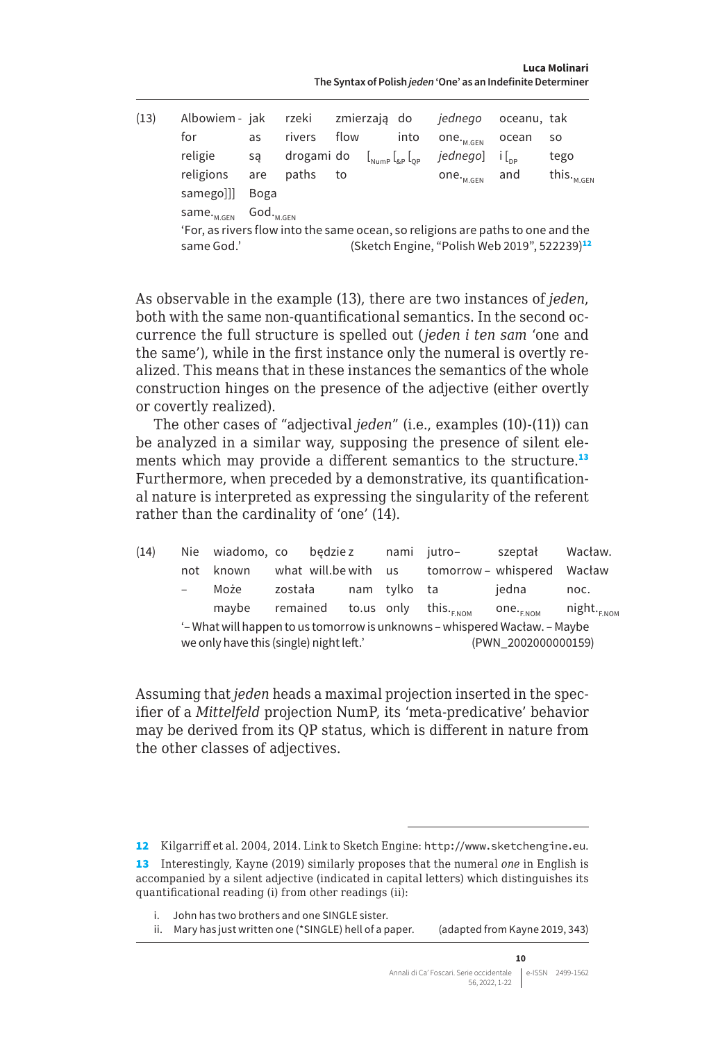(13) Albowiem - jak rzeki zmierzają do *jednego* oceanu, tak
for as rivers flow into one.$_{M.GEN}$ ocean so
religie są drogami do [$_{NumP}$ [$_{\&P}$ [$_{QP}$ *jednego*] i [$_{DP}$ tego
religions are paths to one.$_{M.GEN}$ and this.$_{M.GEN}$
samego]]] Boga
same.$_{M.GEN}$ God.$_{M.GEN}$
'For, as rivers flow into the same ocean, so religions are paths to one and the same God.' (Sketch Engine, "Polish Web 2019", 522239)[12]

As observable in the example (13), there are two instances of *jeden*, both with the same non-quantificational semantics. In the second occurrence the full structure is spelled out (*jeden i ten sam* 'one and the same'), while in the first instance only the numeral is overtly realized. This means that in these instances the semantics of the whole construction hinges on the presence of the adjective (either overtly or covertly realized).

The other cases of "adjectival *jeden*" (i.e., examples (10)-(11)) can be analyzed in a similar way, supposing the presence of silent elements which may provide a different semantics to the structure.[13] Furthermore, when preceded by a demonstrative, its quantificational nature is interpreted as expressing the singularity of the referent rather than the cardinality of 'one' (14).

(14) Nie wiadomo, co będzie z nami jutro– szeptał Wacław.
not known what will.be with us tomorrow – whispered Wacław
– Może została nam tylko ta jedna noc.
maybe remained to.us only this.$_{F.NOM}$ one.$_{F.NOM}$ night.$_{F.NOM}$
'– What will happen to us tomorrow is unknowns – whispered Wacław. – Maybe we only have this (single) night left.' (PWN_2002000000159)

Assuming that *jeden* heads a maximal projection inserted in the specifier of a *Mittelfeld* projection NumP, its 'meta-predicative' behavior may be derived from its QP status, which is different in nature from the other classes of adjectives.

---

12 Kilgarriff et al. 2004, 2014. Link to Sketch Engine: http://www.sketchengine.eu.

13 Interestingly, Kayne (2019) similarly proposes that the numeral *one* in English is accompanied by a silent adjective (indicated in capital letters) which distinguishes its quantificational reading (i) from other readings (ii):

i. John has two brothers and one SINGLE sister.
ii. Mary has just written one (*SINGLE) hell of a paper. (adapted from Kayne 2019, 343)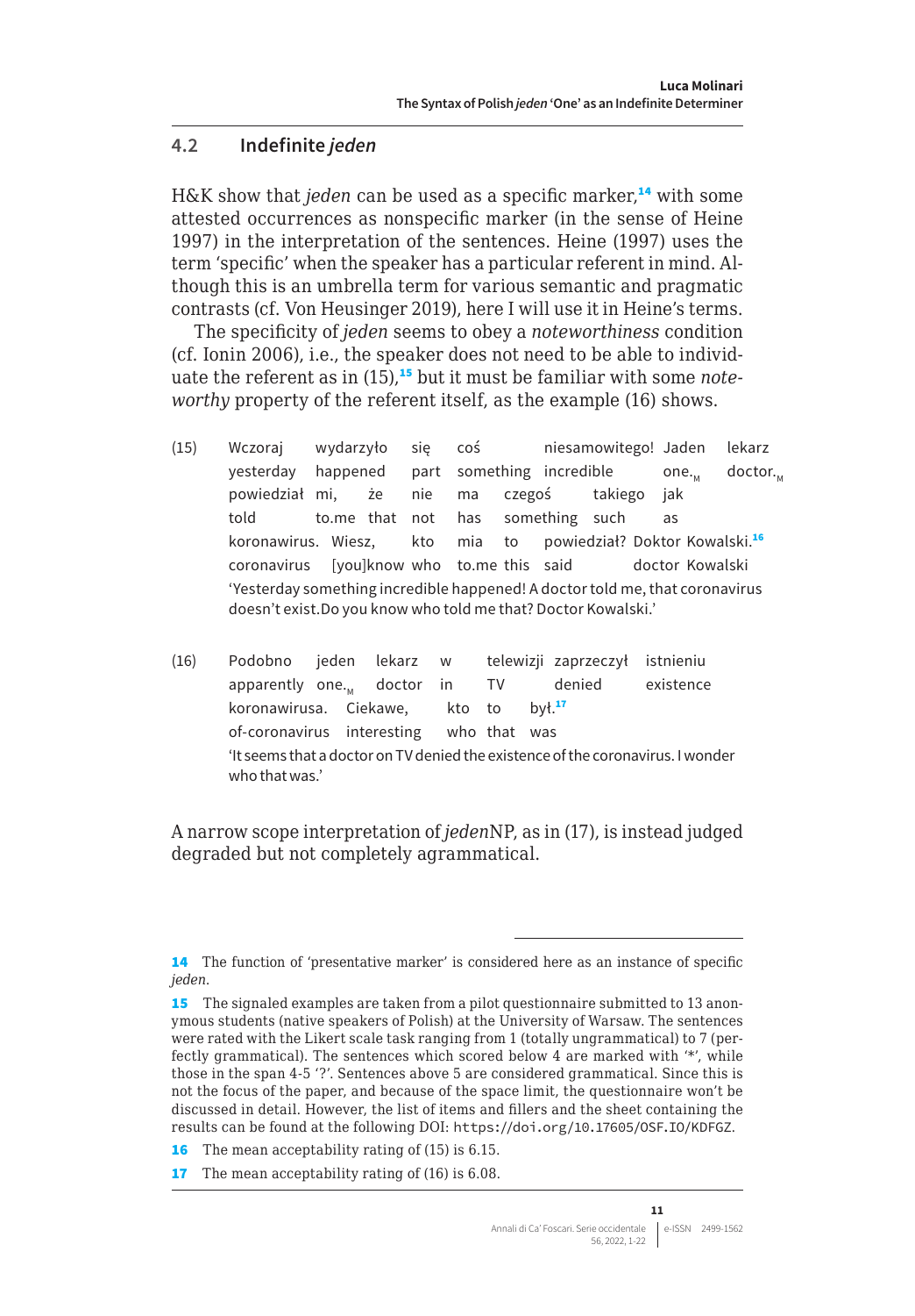## 4.2 Indefinite *jeden*

H&K show that *jeden* can be used as a specific marker,[14] with some attested occurrences as nonspecific marker (in the sense of Heine 1997) in the interpretation of the sentences. Heine (1997) uses the term 'specific' when the speaker has a particular referent in mind. Although this is an umbrella term for various semantic and pragmatic contrasts (cf. Von Heusinger 2019), here I will use it in Heine's terms.

The specificity of *jeden* seems to obey a *noteworthiness* condition (cf. Ionin 2006), i.e., the speaker does not need to be able to individuate the referent as in (15),[15] but it must be familiar with some *noteworthy* property of the referent itself, as the example (16) shows.

(15) Wczoraj wydarzyło się coś niesamowitego! Jaden lekarz
yesterday happened part something incredible one.$_M$ doctor.$_M$
powiedział mi, że nie ma czegoś takiego jak
told to.me that not has something such as
koronawirus. Wiesz, kto mia to powiedział? Doktor Kowalski.[16]
coronavirus [you]know who to.me this said doctor Kowalski
'Yesterday something incredible happened! A doctor told me, that coronavirus doesn't exist.Do you know who told me that? Doctor Kowalski.'

(16) Podobno jeden lekarz w telewizji zaprzeczył istnieniu
apparently one.$_M$ doctor in TV denied existence
koronawirusa. Ciekawe, kto to był.[17]
of-coronavirus interesting who that was
'It seems that a doctor on TV denied the existence of the coronavirus. I wonder who that was.'

A narrow scope interpretation of *jeden*NP, as in (17), is instead judged degraded but not completely agrammatical.

---

[14] The function of 'presentative marker' is considered here as an instance of specific *jeden*.

[15] The signaled examples are taken from a pilot questionnaire submitted to 13 anonymous students (native speakers of Polish) at the University of Warsaw. The sentences were rated with the Likert scale task ranging from 1 (totally ungrammatical) to 7 (perfectly grammatical). The sentences which scored below 4 are marked with '*', while those in the span 4-5 '?'. Sentences above 5 are considered grammatical. Since this is not the focus of the paper, and because of the space limit, the questionnaire won't be discussed in detail. However, the list of items and fillers and the sheet containing the results can be found at the following DOI: https://doi.org/10.17605/OSF.IO/KDFGZ.

[16] The mean acceptability rating of (15) is 6.15.

[17] The mean acceptability rating of (16) is 6.08.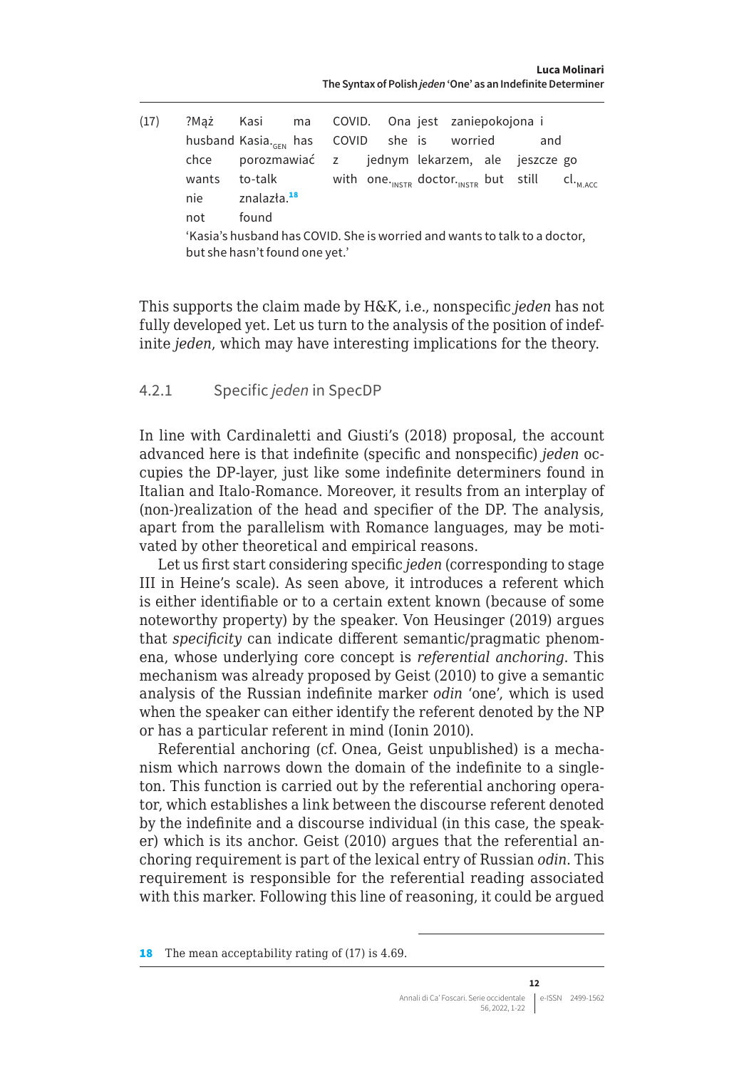(17) ?Mąż Kasi ma COVID. Ona jest zaniepokojona i
husband Kasia.$_{GEN}$ has COVID she is worried and
chce porozmawiać z jednym lekarzem, ale jeszcze go
wants to-talk with one.$_{INSTR}$ doctor.$_{INSTR}$ but still cl.$_{M.ACC}$
nie znalazła.[18]
not found
'Kasia's husband has COVID. She is worried and wants to talk to a doctor, but she hasn't found one yet.'

This supports the claim made by H&K, i.e., nonspecific *jeden* has not fully developed yet. Let us turn to the analysis of the position of indefinite *jeden*, which may have interesting implications for the theory.

### 4.2.1 Specific *jeden* in SpecDP

In line with Cardinaletti and Giusti's (2018) proposal, the account advanced here is that indefinite (specific and nonspecific) *jeden* occupies the DP-layer, just like some indefinite determiners found in Italian and Italo-Romance. Moreover, it results from an interplay of (non-)realization of the head and specifier of the DP. The analysis, apart from the parallelism with Romance languages, may be motivated by other theoretical and empirical reasons.

Let us first start considering specific *jeden* (corresponding to stage III in Heine's scale). As seen above, it introduces a referent which is either identifiable or to a certain extent known (because of some noteworthy property) by the speaker. Von Heusinger (2019) argues that *specificity* can indicate different semantic/pragmatic phenomena, whose underlying core concept is *referential anchoring*. This mechanism was already proposed by Geist (2010) to give a semantic analysis of the Russian indefinite marker *odin* 'one', which is used when the speaker can either identify the referent denoted by the NP or has a particular referent in mind (Ionin 2010).

Referential anchoring (cf. Onea, Geist unpublished) is a mechanism which narrows down the domain of the indefinite to a singleton. This function is carried out by the referential anchoring operator, which establishes a link between the discourse referent denoted by the indefinite and a discourse individual (in this case, the speaker) which is its anchor. Geist (2010) argues that the referential anchoring requirement is part of the lexical entry of Russian *odin*. This requirement is responsible for the referential reading associated with this marker. Following this line of reasoning, it could be argued

---

18 The mean acceptability rating of (17) is 4.69.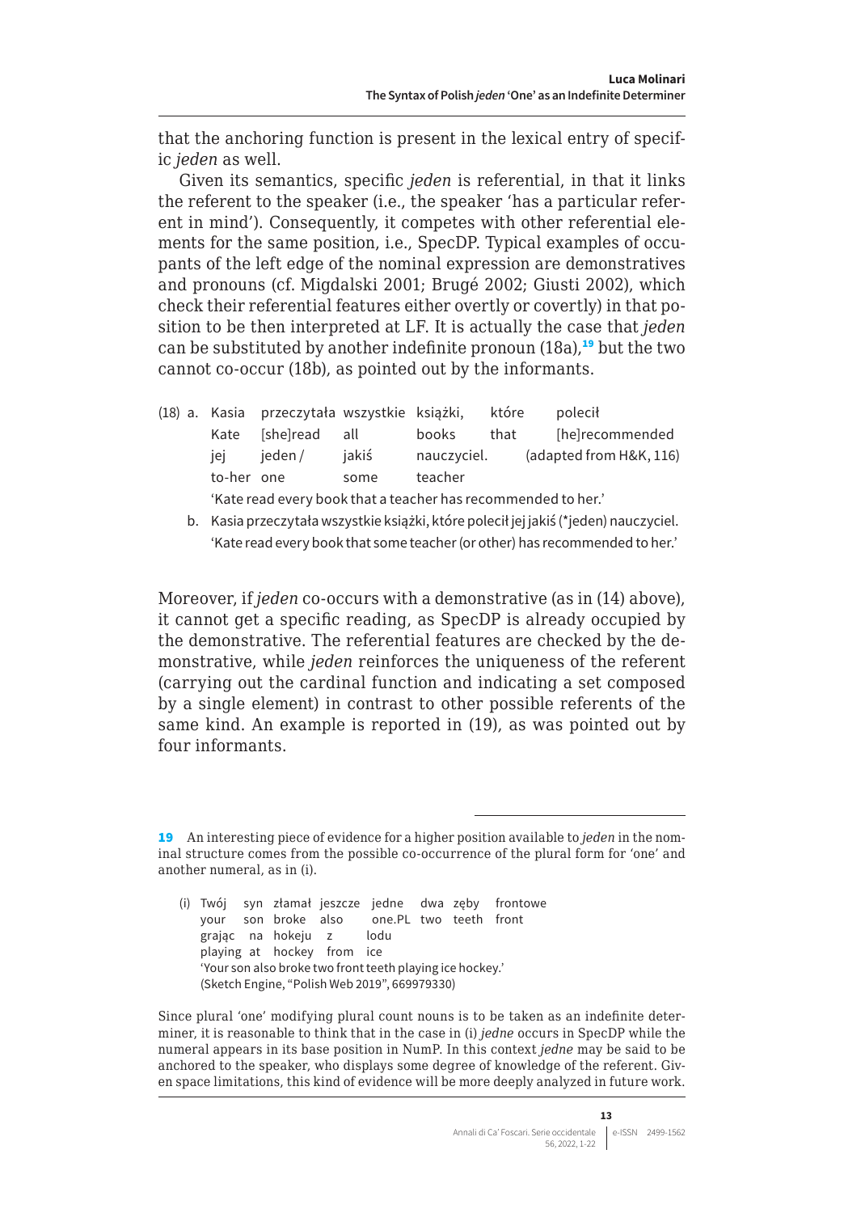that the anchoring function is present in the lexical entry of specific *jeden* as well.

Given its semantics, specific *jeden* is referential, in that it links the referent to the speaker (i.e., the speaker 'has a particular referent in mind'). Consequently, it competes with other referential elements for the same position, i.e., SpecDP. Typical examples of occupants of the left edge of the nominal expression are demonstratives and pronouns (cf. Migdalski 2001; Brugé 2002; Giusti 2002), which check their referential features either overtly or covertly) in that position to be then interpreted at LF. It is actually the case that *jeden* can be substituted by another indefinite pronoun (18a),[19] but the two cannot co-occur (18b), as pointed out by the informants.

(18) a. Kasia przeczytała wszystkie książki, które polecił
　　Kate [she]read all books that [he]recommended
　　jej jeden / jakiś nauczyciel. (adapted from H&K, 116)
　　to-her one some teacher
　　'Kate read every book that a teacher has recommended to her.'

b. Kasia przeczytała wszystkie książki, które polecił jej jakiś (*jeden) nauczyciel.
　　'Kate read every book that some teacher (or other) has recommended to her.'

Moreover, if *jeden* co-occurs with a demonstrative (as in (14) above), it cannot get a specific reading, as SpecDP is already occupied by the demonstrative. The referential features are checked by the demonstrative, while *jeden* reinforces the uniqueness of the referent (carrying out the cardinal function and indicating a set composed by a single element) in contrast to other possible referents of the same kind. An example is reported in (19), as was pointed out by four informants.

---

19 An interesting piece of evidence for a higher position available to *jeden* in the nominal structure comes from the possible co-occurrence of the plural form for 'one' and another numeral, as in (i).

(i) Twój syn złamał jeszcze jedne dwa zęby frontowe
　　your son broke also one.PL two teeth front
　　grając na hokeju z lodu
　　playing at hockey from ice
　　'Your son also broke two front teeth playing ice hockey.'
　　(Sketch Engine, "Polish Web 2019", 669979330)

Since plural 'one' modifying plural count nouns is to be taken as an indefinite determiner, it is reasonable to think that in the case in (i) *jedne* occurs in SpecDP while the numeral appears in its base position in NumP. In this context *jedne* may be said to be anchored to the speaker, who displays some degree of knowledge of the referent. Given space limitations, this kind of evidence will be more deeply analyzed in future work.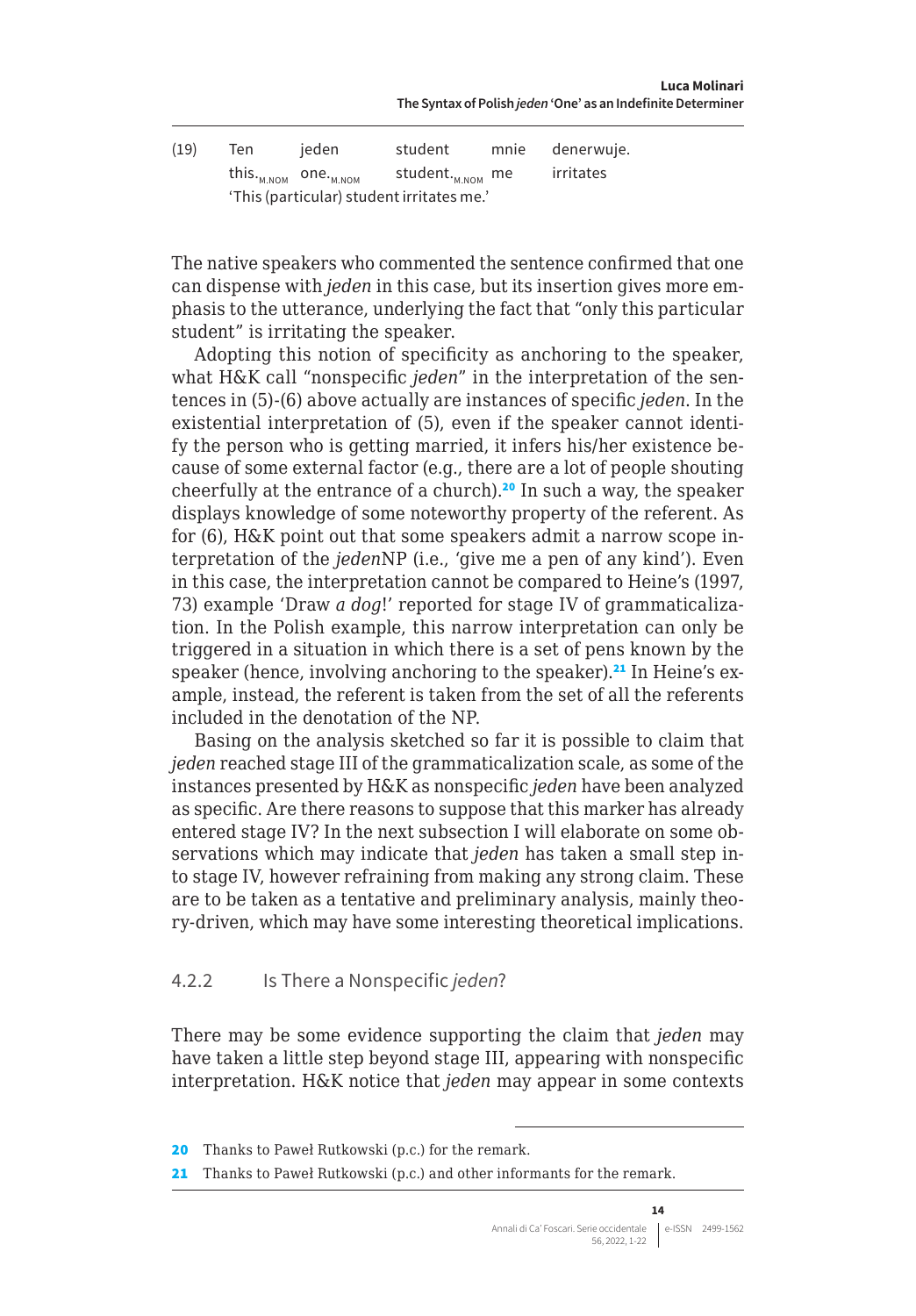(19) Ten jeden student mnie denerwuje.
this.$_{M.NOM}$ one.$_{M.NOM}$ student.$_{M.NOM}$ me irritates
'This (particular) student irritates me.'

The native speakers who commented the sentence confirmed that one can dispense with *jeden* in this case, but its insertion gives more emphasis to the utterance, underlying the fact that "only this particular student" is irritating the speaker.

Adopting this notion of specificity as anchoring to the speaker, what H&K call "nonspecific *jeden*" in the interpretation of the sentences in (5)-(6) above actually are instances of specific *jeden*. In the existential interpretation of (5), even if the speaker cannot identify the person who is getting married, it infers his/her existence because of some external factor (e.g., there are a lot of people shouting cheerfully at the entrance of a church).[20] In such a way, the speaker displays knowledge of some noteworthy property of the referent. As for (6), H&K point out that some speakers admit a narrow scope interpretation of the *jeden*NP (i.e., 'give me a pen of any kind'). Even in this case, the interpretation cannot be compared to Heine's (1997, 73) example 'Draw *a dog*!' reported for stage IV of grammaticalization. In the Polish example, this narrow interpretation can only be triggered in a situation in which there is a set of pens known by the speaker (hence, involving anchoring to the speaker).[21] In Heine's example, instead, the referent is taken from the set of all the referents included in the denotation of the NP.

Basing on the analysis sketched so far it is possible to claim that *jeden* reached stage III of the grammaticalization scale, as some of the instances presented by H&K as nonspecific *jeden* have been analyzed as specific. Are there reasons to suppose that this marker has already entered stage IV? In the next subsection I will elaborate on some observations which may indicate that *jeden* has taken a small step into stage IV, however refraining from making any strong claim. These are to be taken as a tentative and preliminary analysis, mainly theory-driven, which may have some interesting theoretical implications.

### 4.2.2 Is There a Nonspecific *jeden*?

There may be some evidence supporting the claim that *jeden* may have taken a little step beyond stage III, appearing with nonspecific interpretation. H&K notice that *jeden* may appear in some contexts

---

[20] Thanks to Paweł Rutkowski (p.c.) for the remark.

[21] Thanks to Paweł Rutkowski (p.c.) and other informants for the remark.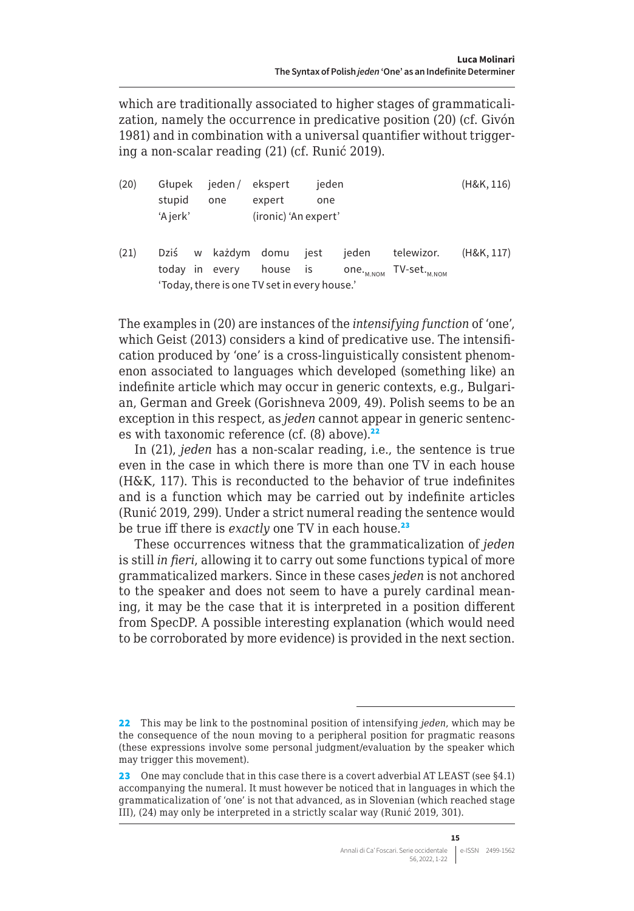which are traditionally associated to higher stages of grammaticalization, namely the occurrence in predicative position (20) (cf. Givón 1981) and in combination with a universal quantifier without triggering a non-scalar reading (21) (cf. Runić 2019).

(20) Głupek jeden / ekspert jeden (H&K, 116)
stupid one expert one
'A jerk' (ironic) 'An expert'

(21) Dziś w każdym domu jest jeden telewizor. (H&K, 117)
today in every house is one.$_{M.NOM}$ TV-set.$_{M.NOM}$
'Today, there is one TV set in every house.'

The examples in (20) are instances of the *intensifying function* of 'one', which Geist (2013) considers a kind of predicative use. The intensification produced by 'one' is a cross-linguistically consistent phenomenon associated to languages which developed (something like) an indefinite article which may occur in generic contexts, e.g., Bulgarian, German and Greek (Gorishneva 2009, 49). Polish seems to be an exception in this respect, as *jeden* cannot appear in generic sentences with taxonomic reference (cf. (8) above).[22]

In (21), *jeden* has a non-scalar reading, i.e., the sentence is true even in the case in which there is more than one TV in each house (H&K, 117). This is reconducted to the behavior of true indefinites and is a function which may be carried out by indefinite articles (Runić 2019, 299). Under a strict numeral reading the sentence would be true iff there is *exactly* one TV in each house.[23]

These occurrences witness that the grammaticalization of *jeden* is still *in fieri*, allowing it to carry out some functions typical of more grammaticalized markers. Since in these cases *jeden* is not anchored to the speaker and does not seem to have a purely cardinal meaning, it may be the case that it is interpreted in a position different from SpecDP. A possible interesting explanation (which would need to be corroborated by more evidence) is provided in the next section.

---

22 This may be link to the postnominal position of intensifying *jeden*, which may be the consequence of the noun moving to a peripheral position for pragmatic reasons (these expressions involve some personal judgment/evaluation by the speaker which may trigger this movement).

23 One may conclude that in this case there is a covert adverbial AT LEAST (see §4.1) accompanying the numeral. It must however be noticed that in languages in which the grammaticalization of 'one' is not that advanced, as in Slovenian (which reached stage III), (24) may only be interpreted in a strictly scalar way (Runić 2019, 301).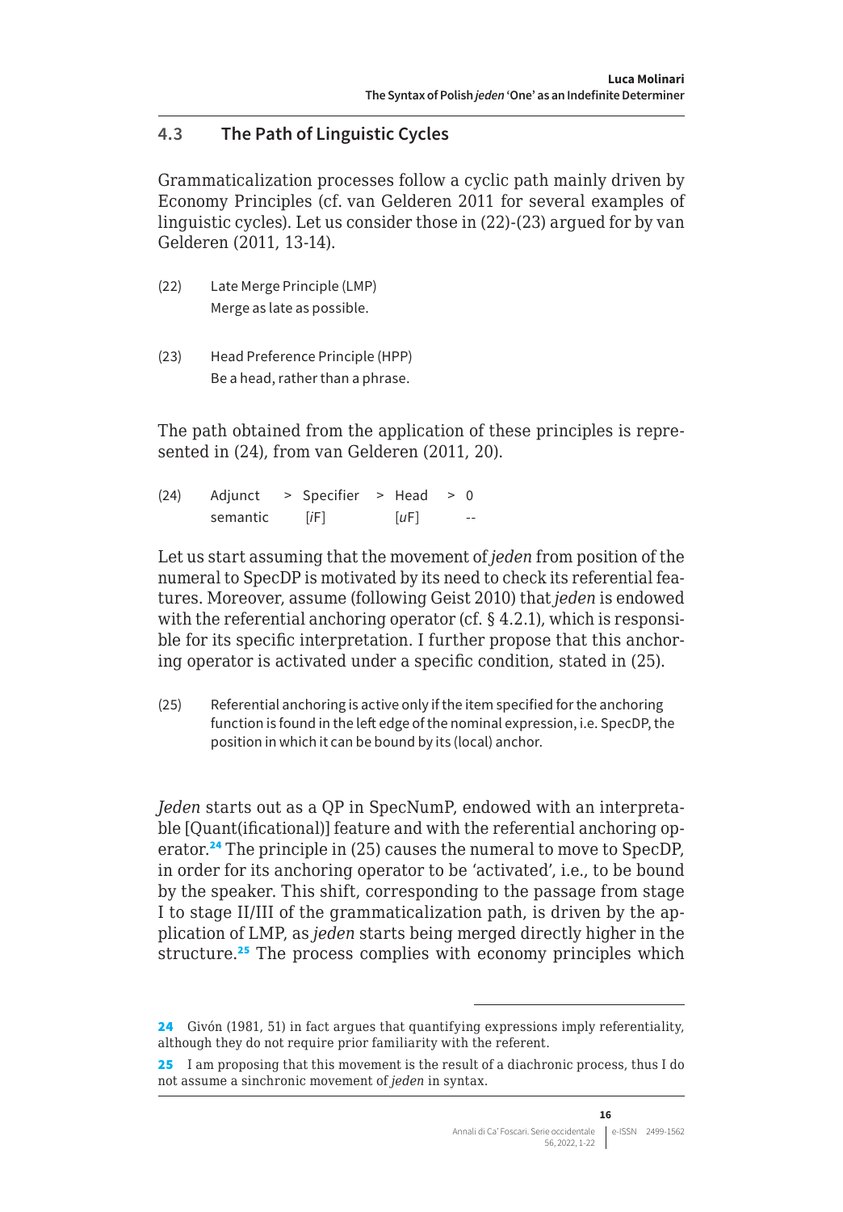### 4.3 The Path of Linguistic Cycles

Grammaticalization processes follow a cyclic path mainly driven by Economy Principles (cf. van Gelderen 2011 for several examples of linguistic cycles). Let us consider those in (22)-(23) argued for by van Gelderen (2011, 13-14).

(22) Late Merge Principle (LMP)
Merge as late as possible.

(23) Head Preference Principle (HPP)
Be a head, rather than a phrase.

The path obtained from the application of these principles is represented in (24), from van Gelderen (2011, 20).

| (24) | Adjunct | > | Specifier | > | Head | > | 0 |
|---|---|---|---|---|---|---|---|
| | semantic | | [*i*F] | | [*u*F] | | -- |

Let us start assuming that the movement of *jeden* from position of the numeral to SpecDP is motivated by its need to check its referential features. Moreover, assume (following Geist 2010) that *jeden* is endowed with the referential anchoring operator (cf. § 4.2.1), which is responsible for its specific interpretation. I further propose that this anchoring operator is activated under a specific condition, stated in (25).

(25) Referential anchoring is active only if the item specified for the anchoring function is found in the left edge of the nominal expression, i.e. SpecDP, the position in which it can be bound by its (local) anchor.

*Jeden* starts out as a QP in SpecNumP, endowed with an interpretable [Quant(ificational)] feature and with the referential anchoring operator.[24] The principle in (25) causes the numeral to move to SpecDP, in order for its anchoring operator to be 'activated', i.e., to be bound by the speaker. This shift, corresponding to the passage from stage I to stage II/III of the grammaticalization path, is driven by the application of LMP, as *jeden* starts being merged directly higher in the structure.[25] The process complies with economy principles which

---

[24] Givón (1981, 51) in fact argues that quantifying expressions imply referentiality, although they do not require prior familiarity with the referent.

[25] I am proposing that this movement is the result of a diachronic process, thus I do not assume a sinchronic movement of *jeden* in syntax.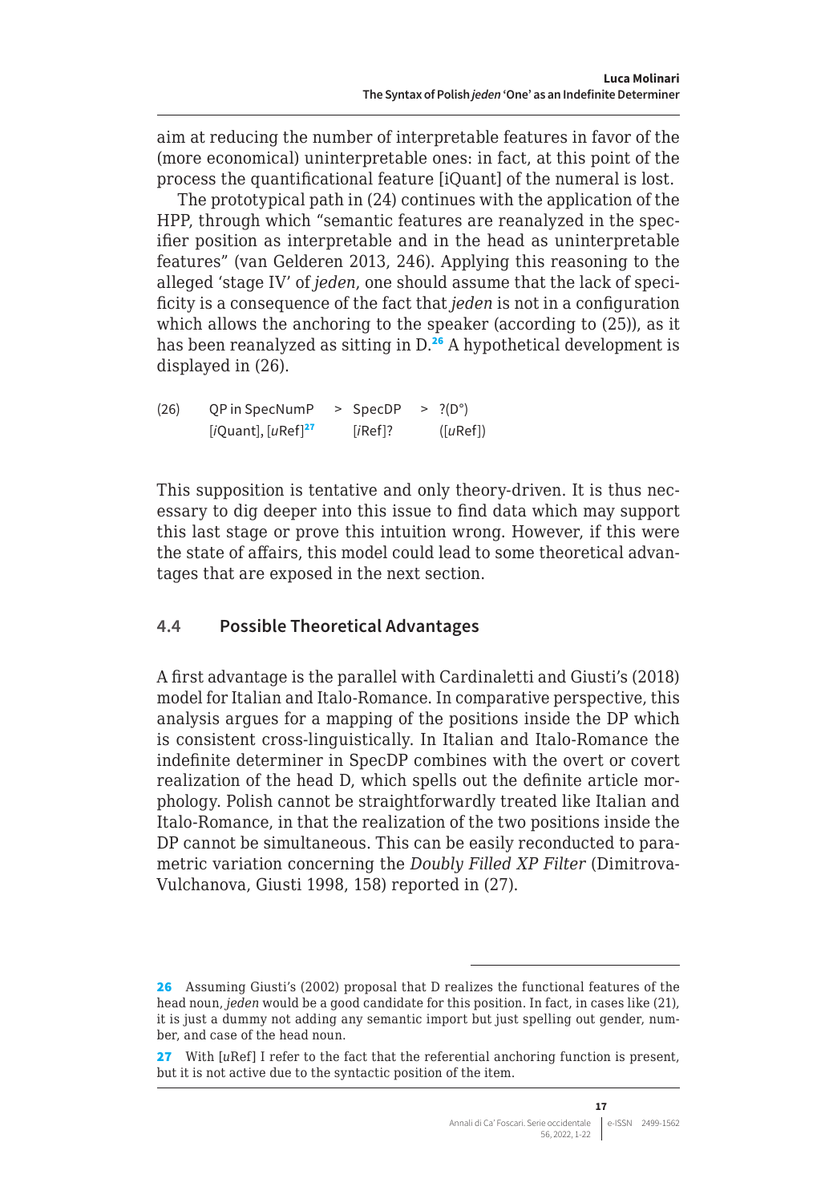aim at reducing the number of interpretable features in favor of the (more economical) uninterpretable ones: in fact, at this point of the process the quantificational feature [iQuant] of the numeral is lost.

The prototypical path in (24) continues with the application of the HPP, through which "semantic features are reanalyzed in the specifier position as interpretable and in the head as uninterpretable features" (van Gelderen 2013, 246). Applying this reasoning to the alleged 'stage IV' of *jeden*, one should assume that the lack of specificity is a consequence of the fact that *jeden* is not in a configuration which allows the anchoring to the speaker (according to (25)), as it has been reanalyzed as sitting in D.[26] A hypothetical development is displayed in (26).

| (26) | QP in SpecNumP | > | SpecDP | > | ?(D°) |
|---|---|---|---|---|---|
| | [*i*Quant], [*u*Ref][27] | | [*i*Ref]? | | ([*u*Ref]) |

This supposition is tentative and only theory-driven. It is thus necessary to dig deeper into this issue to find data which may support this last stage or prove this intuition wrong. However, if this were the state of affairs, this model could lead to some theoretical advantages that are exposed in the next section.

### 4.4 Possible Theoretical Advantages

A first advantage is the parallel with Cardinaletti and Giusti's (2018) model for Italian and Italo-Romance. In comparative perspective, this analysis argues for a mapping of the positions inside the DP which is consistent cross-linguistically. In Italian and Italo-Romance the indefinite determiner in SpecDP combines with the overt or covert realization of the head D, which spells out the definite article morphology. Polish cannot be straightforwardly treated like Italian and Italo-Romance, in that the realization of the two positions inside the DP cannot be simultaneous. This can be easily reconducted to parametric variation concerning the *Doubly Filled XP Filter* (Dimitrova-Vulchanova, Giusti 1998, 158) reported in (27).

---

26 Assuming Giusti's (2002) proposal that D realizes the functional features of the head noun, *jeden* would be a good candidate for this position. In fact, in cases like (21), it is just a dummy not adding any semantic import but just spelling out gender, number, and case of the head noun.

27 With [*u*Ref] I refer to the fact that the referential anchoring function is present, but it is not active due to the syntactic position of the item.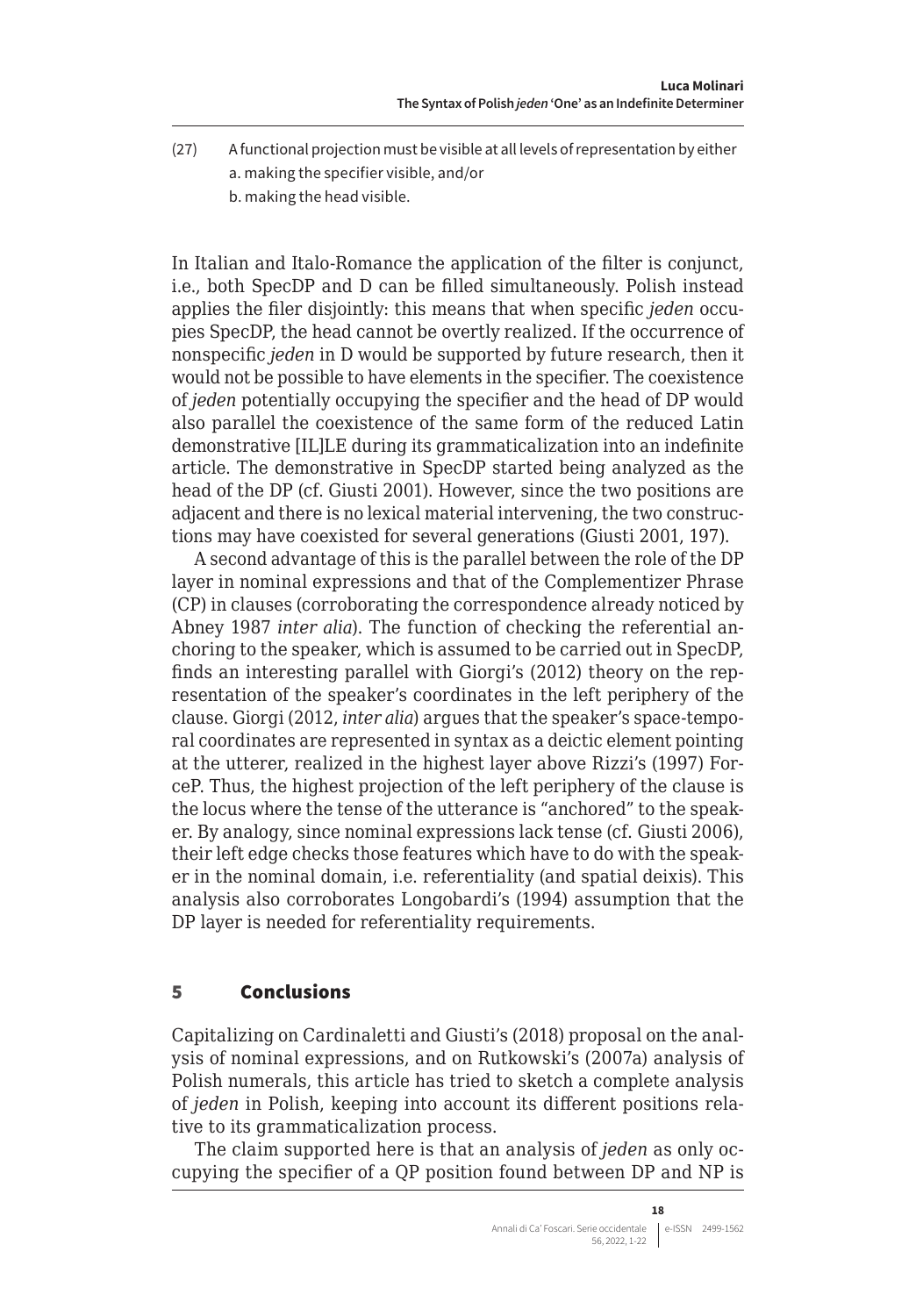(27) A functional projection must be visible at all levels of representation by either
  a. making the specifier visible, and/or
  b. making the head visible.

In Italian and Italo-Romance the application of the filter is conjunct, i.e., both SpecDP and D can be filled simultaneously. Polish instead applies the filer disjointly: this means that when specific *jeden* occupies SpecDP, the head cannot be overtly realized. If the occurrence of nonspecific *jeden* in D would be supported by future research, then it would not be possible to have elements in the specifier. The coexistence of *jeden* potentially occupying the specifier and the head of DP would also parallel the coexistence of the same form of the reduced Latin demonstrative [IL]LE during its grammaticalization into an indefinite article. The demonstrative in SpecDP started being analyzed as the head of the DP (cf. Giusti 2001). However, since the two positions are adjacent and there is no lexical material intervening, the two constructions may have coexisted for several generations (Giusti 2001, 197).

A second advantage of this is the parallel between the role of the DP layer in nominal expressions and that of the Complementizer Phrase (CP) in clauses (corroborating the correspondence already noticed by Abney 1987 *inter alia*). The function of checking the referential anchoring to the speaker, which is assumed to be carried out in SpecDP, finds an interesting parallel with Giorgi's (2012) theory on the representation of the speaker's coordinates in the left periphery of the clause. Giorgi (2012, *inter alia*) argues that the speaker's space-temporal coordinates are represented in syntax as a deictic element pointing at the utterer, realized in the highest layer above Rizzi's (1997) ForceP. Thus, the highest projection of the left periphery of the clause is the locus where the tense of the utterance is "anchored" to the speaker. By analogy, since nominal expressions lack tense (cf. Giusti 2006), their left edge checks those features which have to do with the speaker in the nominal domain, i.e. referentiality (and spatial deixis). This analysis also corroborates Longobardi's (1994) assumption that the DP layer is needed for referentiality requirements.

## 5 Conclusions

Capitalizing on Cardinaletti and Giusti's (2018) proposal on the analysis of nominal expressions, and on Rutkowski's (2007a) analysis of Polish numerals, this article has tried to sketch a complete analysis of *jeden* in Polish, keeping into account its different positions relative to its grammaticalization process.

The claim supported here is that an analysis of *jeden* as only occupying the specifier of a QP position found between DP and NP is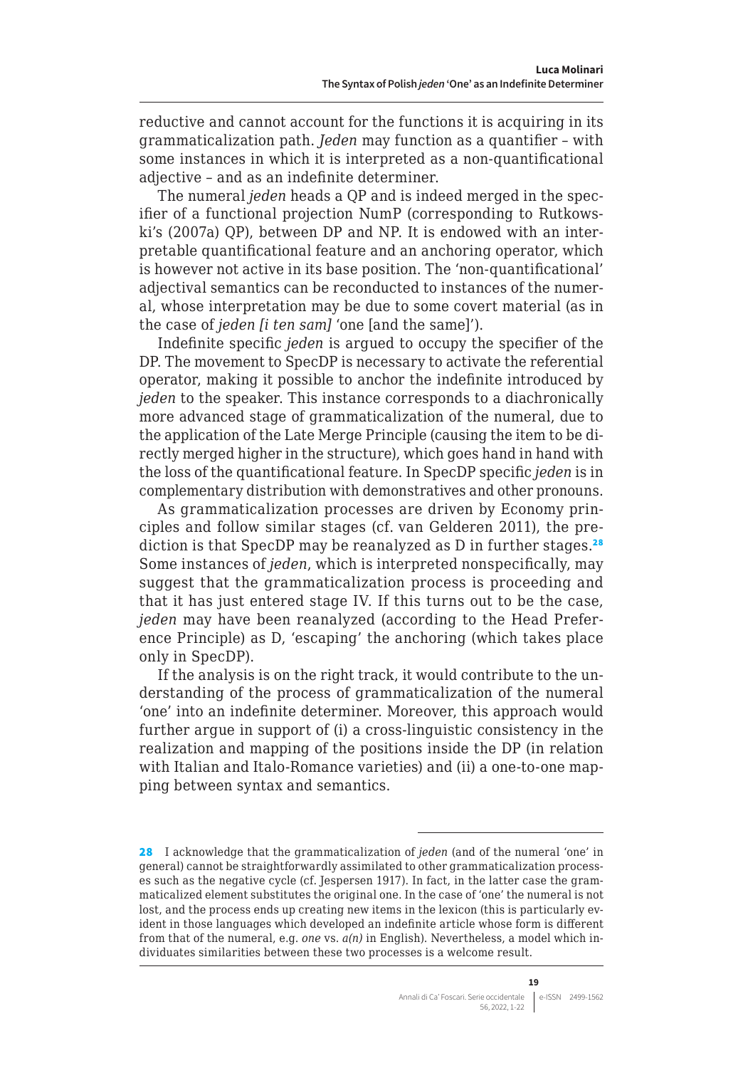reductive and cannot account for the functions it is acquiring in its grammaticalization path. *Jeden* may function as a quantifier – with some instances in which it is interpreted as a non-quantificational adjective – and as an indefinite determiner.

The numeral *jeden* heads a QP and is indeed merged in the specifier of a functional projection NumP (corresponding to Rutkowski's (2007a) QP), between DP and NP. It is endowed with an interpretable quantificational feature and an anchoring operator, which is however not active in its base position. The 'non-quantificational' adjectival semantics can be reconducted to instances of the numeral, whose interpretation may be due to some covert material (as in the case of *jeden [i ten sam]* 'one [and the same]').

Indefinite specific *jeden* is argued to occupy the specifier of the DP. The movement to SpecDP is necessary to activate the referential operator, making it possible to anchor the indefinite introduced by *jeden* to the speaker. This instance corresponds to a diachronically more advanced stage of grammaticalization of the numeral, due to the application of the Late Merge Principle (causing the item to be directly merged higher in the structure), which goes hand in hand with the loss of the quantificational feature. In SpecDP specific *jeden* is in complementary distribution with demonstratives and other pronouns.

As grammaticalization processes are driven by Economy principles and follow similar stages (cf. van Gelderen 2011), the prediction is that SpecDP may be reanalyzed as D in further stages.[28] Some instances of *jeden*, which is interpreted nonspecifically, may suggest that the grammaticalization process is proceeding and that it has just entered stage IV. If this turns out to be the case, *jeden* may have been reanalyzed (according to the Head Preference Principle) as D, 'escaping' the anchoring (which takes place only in SpecDP).

If the analysis is on the right track, it would contribute to the understanding of the process of grammaticalization of the numeral 'one' into an indefinite determiner. Moreover, this approach would further argue in support of (i) a cross-linguistic consistency in the realization and mapping of the positions inside the DP (in relation with Italian and Italo-Romance varieties) and (ii) a one-to-one mapping between syntax and semantics.

---

28 I acknowledge that the grammaticalization of *jeden* (and of the numeral 'one' in general) cannot be straightforwardly assimilated to other grammaticalization processes such as the negative cycle (cf. Jespersen 1917). In fact, in the latter case the grammaticalized element substitutes the original one. In the case of 'one' the numeral is not lost, and the process ends up creating new items in the lexicon (this is particularly evident in those languages which developed an indefinite article whose form is different from that of the numeral, e.g. *one* vs. *a(n)* in English). Nevertheless, a model which individuates similarities between these two processes is a welcome result.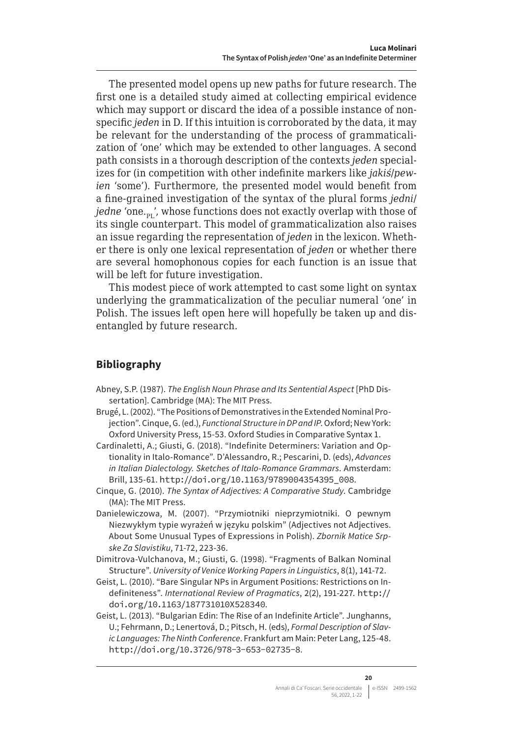The presented model opens up new paths for future research. The first one is a detailed study aimed at collecting empirical evidence which may support or discard the idea of a possible instance of non-specific *jeden* in D. If this intuition is corroborated by the data, it may be relevant for the understanding of the process of grammaticalization of 'one' which may be extended to other languages. A second path consists in a thorough description of the contexts *jeden* specializes for (in competition with other indefinite markers like *jakiś*/*pewien* 'some'). Furthermore, the presented model would benefit from a fine-grained investigation of the syntax of the plural forms *jedni*/*jedne* 'one.$_{PL}$', whose functions does not exactly overlap with those of its single counterpart. This model of grammaticalization also raises an issue regarding the representation of *jeden* in the lexicon. Whether there is only one lexical representation of *jeden* or whether there are several homophonous copies for each function is an issue that will be left for future investigation.

This modest piece of work attempted to cast some light on syntax underlying the grammaticalization of the peculiar numeral 'one' in Polish. The issues left open here will hopefully be taken up and disentangled by future research.

## Bibliography

Abney, S.P. (1987). *The English Noun Phrase and Its Sentential Aspect* [PhD Dissertation]. Cambridge (MA): The MIT Press.

Brugé, L. (2002). "The Positions of Demonstratives in the Extended Nominal Projection". Cinque, G. (ed.), *Functional Structure in DP and IP*. Oxford; New York: Oxford University Press, 15-53. Oxford Studies in Comparative Syntax 1.

Cardinaletti, A.; Giusti, G. (2018). "Indefinite Determiners: Variation and Optionality in Italo-Romance". D'Alessandro, R.; Pescarini, D. (eds), *Advances in Italian Dialectology. Sketches of Italo-Romance Grammars*. Amsterdam: Brill, 135-61. http://doi.org/10.1163/9789004354395_008.

Cinque, G. (2010). *The Syntax of Adjectives: A Comparative Study*. Cambridge (MA): The MIT Press.

Danielewiczowa, M. (2007). "Przymiotniki nieprzymiotniki. O pewnym Niezwykłym typie wyrażeń w języku polskim" (Adjectives not Adjectives. About Some Unusual Types of Expressions in Polish). *Zbornik Matice Srpske Za Slavistiku*, 71-72, 223-36.

Dimitrova-Vulchanova, M.; Giusti, G. (1998). "Fragments of Balkan Nominal Structure". *University of Venice Working Papers in Linguistics*, 8(1), 141-72.

Geist, L. (2010). "Bare Singular NPs in Argument Positions: Restrictions on Indefiniteness". *International Review of Pragmatics*, 2(2), 191-227. http://doi.org/10.1163/187731010X528340.

Geist, L. (2013). "Bulgarian Edin: The Rise of an Indefinite Article". Junghanns, U.; Fehrmann, D.; Lenertová, D.; Pitsch, H. (eds), *Formal Description of Slavic Languages: The Ninth Conference*. Frankfurt am Main: Peter Lang, 125-48. http://doi.org/10.3726/978-3-653-02735-8.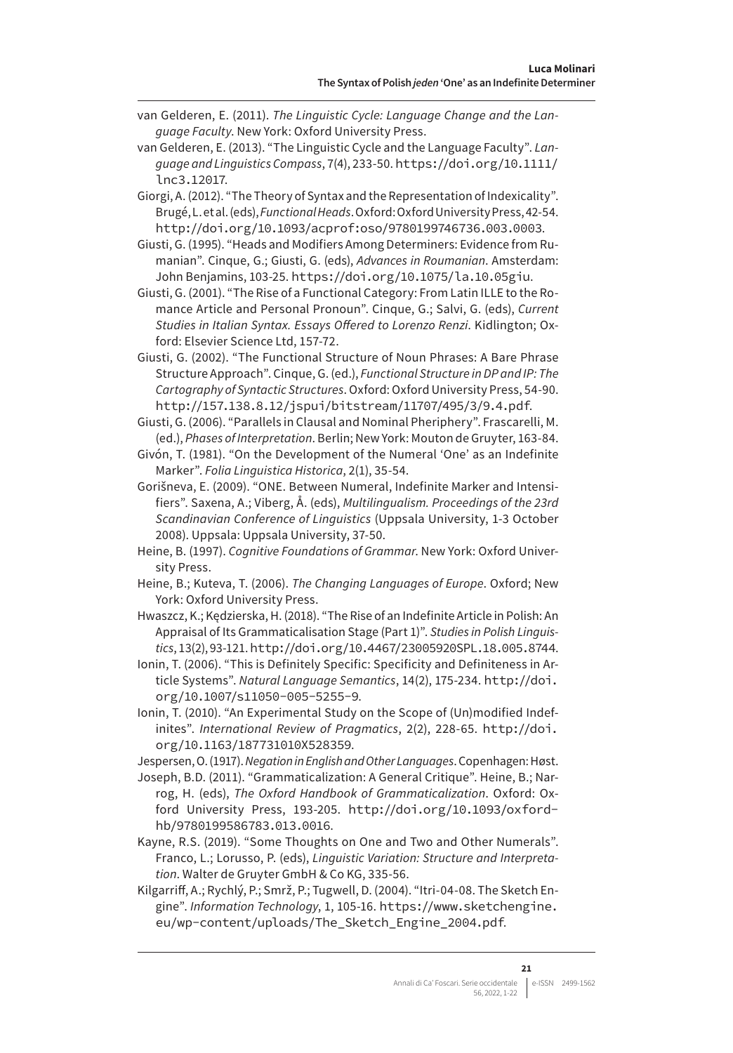van Gelderen, E. (2011). *The Linguistic Cycle: Language Change and the Language Faculty*. New York: Oxford University Press.

van Gelderen, E. (2013). "The Linguistic Cycle and the Language Faculty". *Language and Linguistics Compass*, 7(4), 233-50. https://doi.org/10.1111/lnc3.12017.

Giorgi, A. (2012). "The Theory of Syntax and the Representation of Indexicality". Brugé, L. et al. (eds), *Functional Heads*. Oxford: Oxford University Press, 42-54. http://doi.org/10.1093/acprof:oso/9780199746736.003.0003.

Giusti, G. (1995). "Heads and Modifiers Among Determiners: Evidence from Rumanian". Cinque, G.; Giusti, G. (eds), *Advances in Roumanian*. Amsterdam: John Benjamins, 103-25. https://doi.org/10.1075/la.10.05giu.

Giusti, G. (2001). "The Rise of a Functional Category: From Latin ILLE to the Romance Article and Personal Pronoun". Cinque, G.; Salvi, G. (eds), *Current Studies in Italian Syntax. Essays Offered to Lorenzo Renzi*. Kidlington; Oxford: Elsevier Science Ltd, 157-72.

Giusti, G. (2002). "The Functional Structure of Noun Phrases: A Bare Phrase Structure Approach". Cinque, G. (ed.), *Functional Structure in DP and IP: The Cartography of Syntactic Structures*. Oxford: Oxford University Press, 54-90. http://157.138.8.12/jspui/bitstream/11707/495/3/9.4.pdf.

Giusti, G. (2006). "Parallels in Clausal and Nominal Pheriphery". Frascarelli, M. (ed.), *Phases of Interpretation*. Berlin; New York: Mouton de Gruyter, 163-84.

Givón, T. (1981). "On the Development of the Numeral 'One' as an Indefinite Marker". *Folia Linguistica Historica*, 2(1), 35-54.

Gorišneva, E. (2009). "ONE. Between Numeral, Indefinite Marker and Intensifiers". Saxena, A.; Viberg, Å. (eds), *Multilingualism. Proceedings of the 23rd Scandinavian Conference of Linguistics* (Uppsala University, 1-3 October 2008). Uppsala: Uppsala University, 37-50.

Heine, B. (1997). *Cognitive Foundations of Grammar*. New York: Oxford University Press.

Heine, B.; Kuteva, T. (2006). *The Changing Languages of Europe*. Oxford; New York: Oxford University Press.

Hwaszcz, K.; Kędzierska, H. (2018). "The Rise of an Indefinite Article in Polish: An Appraisal of Its Grammaticalisation Stage (Part 1)". *Studies in Polish Linguistics*, 13(2), 93-121. http://doi.org/10.4467/23005920SPL.18.005.8744.

Ionin, T. (2006). "This is Definitely Specific: Specificity and Definiteness in Article Systems". *Natural Language Semantics*, 14(2), 175-234. http://doi.org/10.1007/s11050-005-5255-9.

Ionin, T. (2010). "An Experimental Study on the Scope of (Un)modified Indefinites". *International Review of Pragmatics*, 2(2), 228-65. http://doi.org/10.1163/187731010X528359.

Jespersen, O. (1917). *Negation in English and Other Languages*. Copenhagen: Høst.

Joseph, B.D. (2011). "Grammaticalization: A General Critique". Heine, B.; Narrog, H. (eds), *The Oxford Handbook of Grammaticalization*. Oxford: Oxford University Press, 193-205. http://doi.org/10.1093/oxfordhb/9780199586783.013.0016.

Kayne, R.S. (2019). "Some Thoughts on One and Two and Other Numerals". Franco, L.; Lorusso, P. (eds), *Linguistic Variation: Structure and Interpretation*. Walter de Gruyter GmbH & Co KG, 335-56.

Kilgarriff, A.; Rychlý, P.; Smrž, P.; Tugwell, D. (2004). "Itri-04-08. The Sketch Engine". *Information Technology*, 1, 105-16. https://www.sketchengine.eu/wp-content/uploads/The_Sketch_Engine_2004.pdf.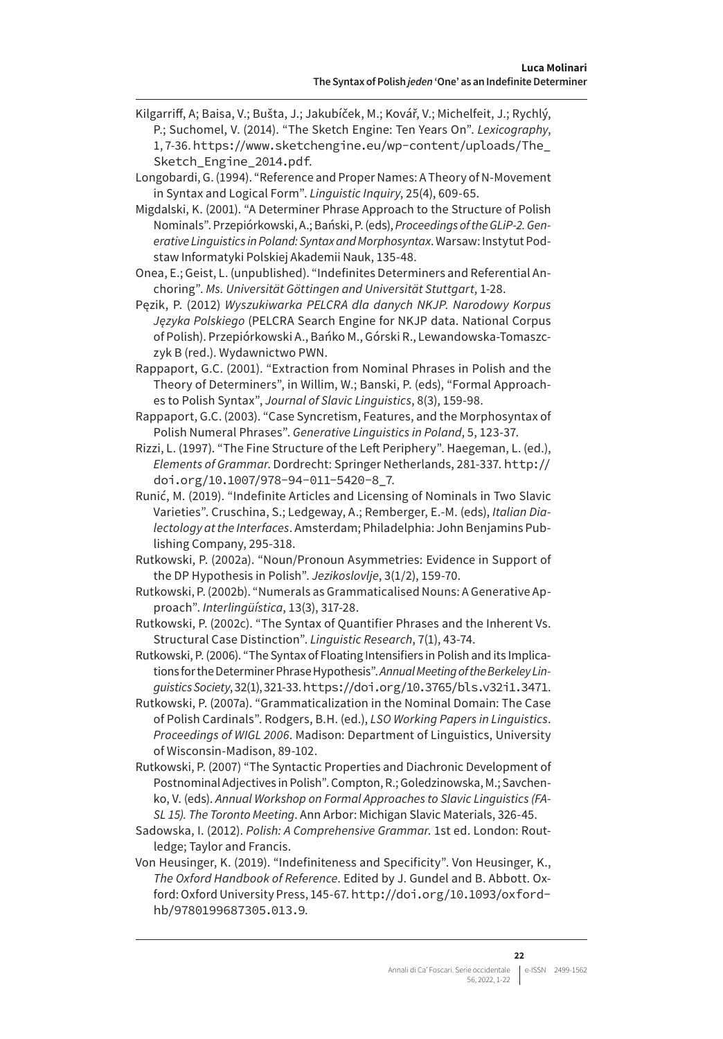Kilgarriff, A; Baisa, V.; Bušta, J.; Jakubíček, M.; Kovář, V.; Michelfeit, J.; Rychlý, P.; Suchomel, V. (2014). "The Sketch Engine: Ten Years On". *Lexicography*, 1, 7-36. https://www.sketchengine.eu/wp-content/uploads/The_Sketch_Engine_2014.pdf.

Longobardi, G. (1994). "Reference and Proper Names: A Theory of N-Movement in Syntax and Logical Form". *Linguistic Inquiry*, 25(4), 609-65.

Migdalski, K. (2001). "A Determiner Phrase Approach to the Structure of Polish Nominals". Przepiórkowski, A.; Bański, P. (eds), *Proceedings of the GLiP-2. Generative Linguistics in Poland: Syntax and Morphosyntax*. Warsaw: Instytut Podstaw Informatyki Polskiej Akademii Nauk, 135-48.

Onea, E.; Geist, L. (unpublished). "Indefinites Determiners and Referential Anchoring". *Ms. Universität Göttingen and Universität Stuttgart*, 1-28.

Pęzik, P. (2012) *Wyszukiwarka PELCRA dla danych NKJP. Narodowy Korpus Języka Polskiego* (PELCRA Search Engine for NKJP data. National Corpus of Polish). Przepiórkowski A., Bańko M., Górski R., Lewandowska-Tomaszczyk B (red.). Wydawnictwo PWN.

Rappaport, G.C. (2001). "Extraction from Nominal Phrases in Polish and the Theory of Determiners", in Willim, W.; Banski, P. (eds), "Formal Approaches to Polish Syntax", *Journal of Slavic Linguistics*, 8(3), 159-98.

Rappaport, G.C. (2003). "Case Syncretism, Features, and the Morphosyntax of Polish Numeral Phrases". *Generative Linguistics in Poland*, 5, 123-37.

Rizzi, L. (1997). "The Fine Structure of the Left Periphery". Haegeman, L. (ed.), *Elements of Grammar*. Dordrecht: Springer Netherlands, 281-337. http://doi.org/10.1007/978-94-011-5420-8_7.

Runić, M. (2019). "Indefinite Articles and Licensing of Nominals in Two Slavic Varieties". Cruschina, S.; Ledgeway, A.; Remberger, E.-M. (eds), *Italian Dialectology at the Interfaces*. Amsterdam; Philadelphia: John Benjamins Publishing Company, 295-318.

Rutkowski, P. (2002a). "Noun/Pronoun Asymmetries: Evidence in Support of the DP Hypothesis in Polish". *Jezikoslovlje*, 3(1/2), 159-70.

Rutkowski, P. (2002b). "Numerals as Grammaticalised Nouns: A Generative Approach". *Interlingüística*, 13(3), 317-28.

Rutkowski, P. (2002c). "The Syntax of Quantifier Phrases and the Inherent Vs. Structural Case Distinction". *Linguistic Research*, 7(1), 43-74.

Rutkowski, P. (2006). "The Syntax of Floating Intensifiers in Polish and its Implications for the Determiner Phrase Hypothesis". *Annual Meeting of the Berkeley Linguistics Society*, 32(1), 321-33. https://doi.org/10.3765/bls.v32i1.3471.

Rutkowski, P. (2007a). "Grammaticalization in the Nominal Domain: The Case of Polish Cardinals". Rodgers, B.H. (ed.), *LSO Working Papers in Linguistics. Proceedings of WIGL 2006*. Madison: Department of Linguistics, University of Wisconsin-Madison, 89-102.

Rutkowski, P. (2007) "The Syntactic Properties and Diachronic Development of Postnominal Adjectives in Polish". Compton, R.; Goledzinowska, M.; Savchenko, V. (eds). *Annual Workshop on Formal Approaches to Slavic Linguistics (FASL 15). The Toronto Meeting*. Ann Arbor: Michigan Slavic Materials, 326-45.

Sadowska, I. (2012). *Polish: A Comprehensive Grammar*. 1st ed. London: Routledge; Taylor and Francis.

Von Heusinger, K. (2019). "Indefiniteness and Specificity". Von Heusinger, K., *The Oxford Handbook of Reference*. Edited by J. Gundel and B. Abbott. Oxford: Oxford University Press, 145-67. http://doi.org/10.1093/oxfordhb/9780199687305.013.9.